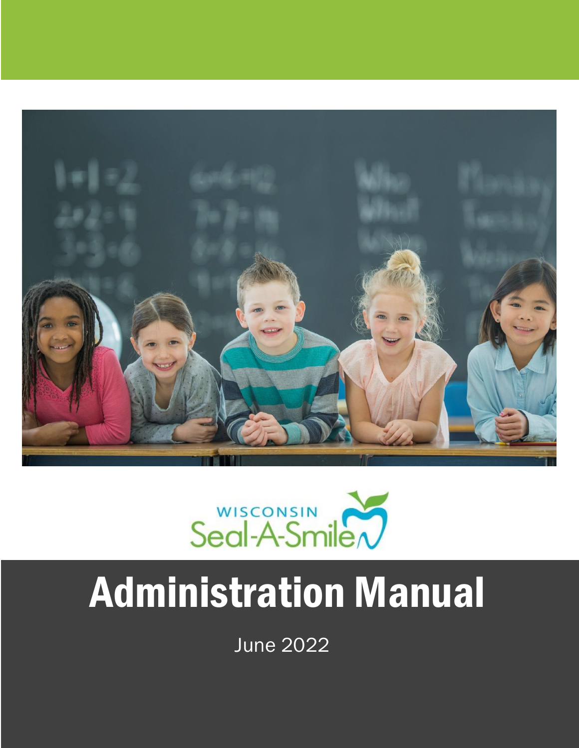WISCONSIN Seal-A-Smile

# Administration Manual

June 2022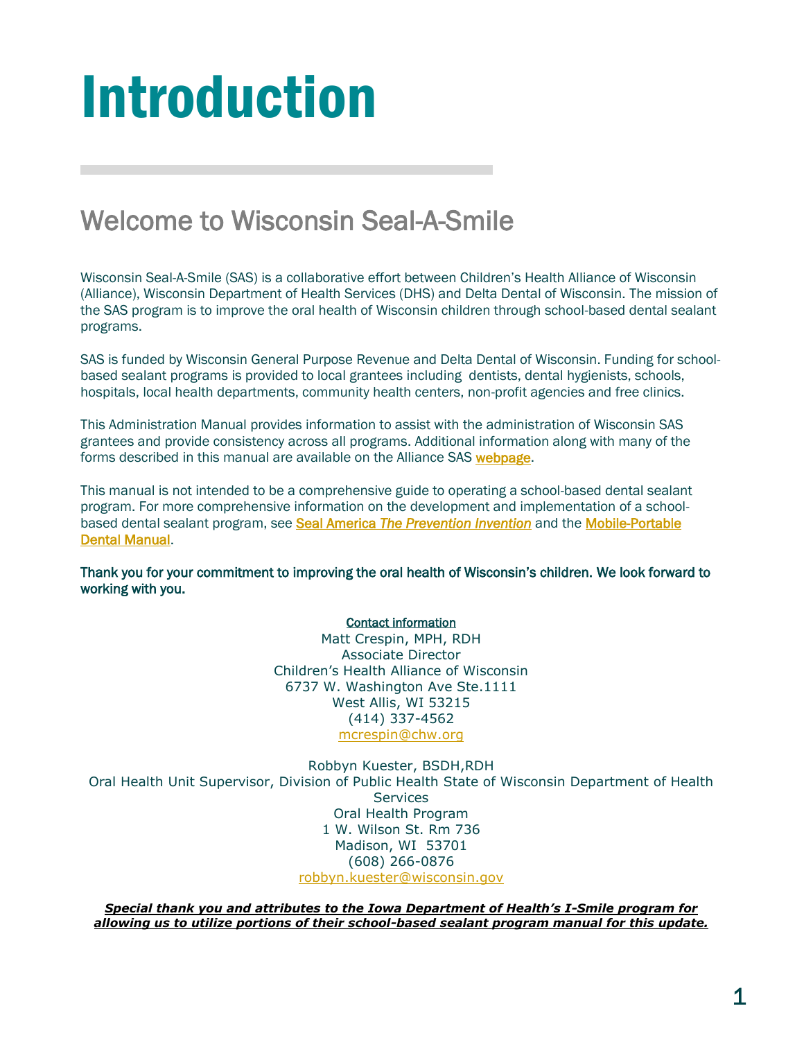# Introduction

## Welcome to Wisconsin Seal-A-Smile

Wisconsin Seal-A-Smile (SAS) is a collaborative effort between Children's Health Alliance of Wisconsin (Alliance), Wisconsin Department of Health Services (DHS) and Delta Dental of Wisconsin. The mission of the SAS program is to improve the oral health of Wisconsin children through school-based dental sealant programs.

SAS is funded by Wisconsin General Purpose Revenue and Delta Dental of Wisconsin. Funding for school-based sealant programs is provided to local grantees including dentists, dental hygienists, schools, hospitals, local health departments, community health centers, non-profit agencies and free clinics.

This Administration Manual provides information to assist with the administration of Wisconsin SAS grantees and provide consistency across all programs. Additional information along with many of the forms described in this manual are available on the Alliance SAS webpage.

This manual is not intended to be a comprehensive guide to operating a school-based dental sealant program. For more comprehensive information on the development and implementation of a school-based dental sealant program, see Seal America *The Prevention Invention* and the Mobile-Portable Dental Manual.

**Thank you for your commitment to improving the oral health of Wisconsin's children. We look forward to working with you.**

Contact information

Matt Crespin, MPH, RDH
Associate Director
Children's Health Alliance of Wisconsin
6737 W. Washington Ave Ste.1111
West Allis, WI 53215
(414) 337-4562
mcrespin@chw.org

Robbyn Kuester, BSDH,RDH
Oral Health Unit Supervisor, Division of Public Health State of Wisconsin Department of Health Services
Oral Health Program
1 W. Wilson St. Rm 736
Madison, WI 53701
(608) 266-0876
robbyn.kuester@wisconsin.gov

***Special thank you and attributes to the Iowa Department of Health's I-Smile program for allowing us to utilize portions of their school-based sealant program manual for this update.***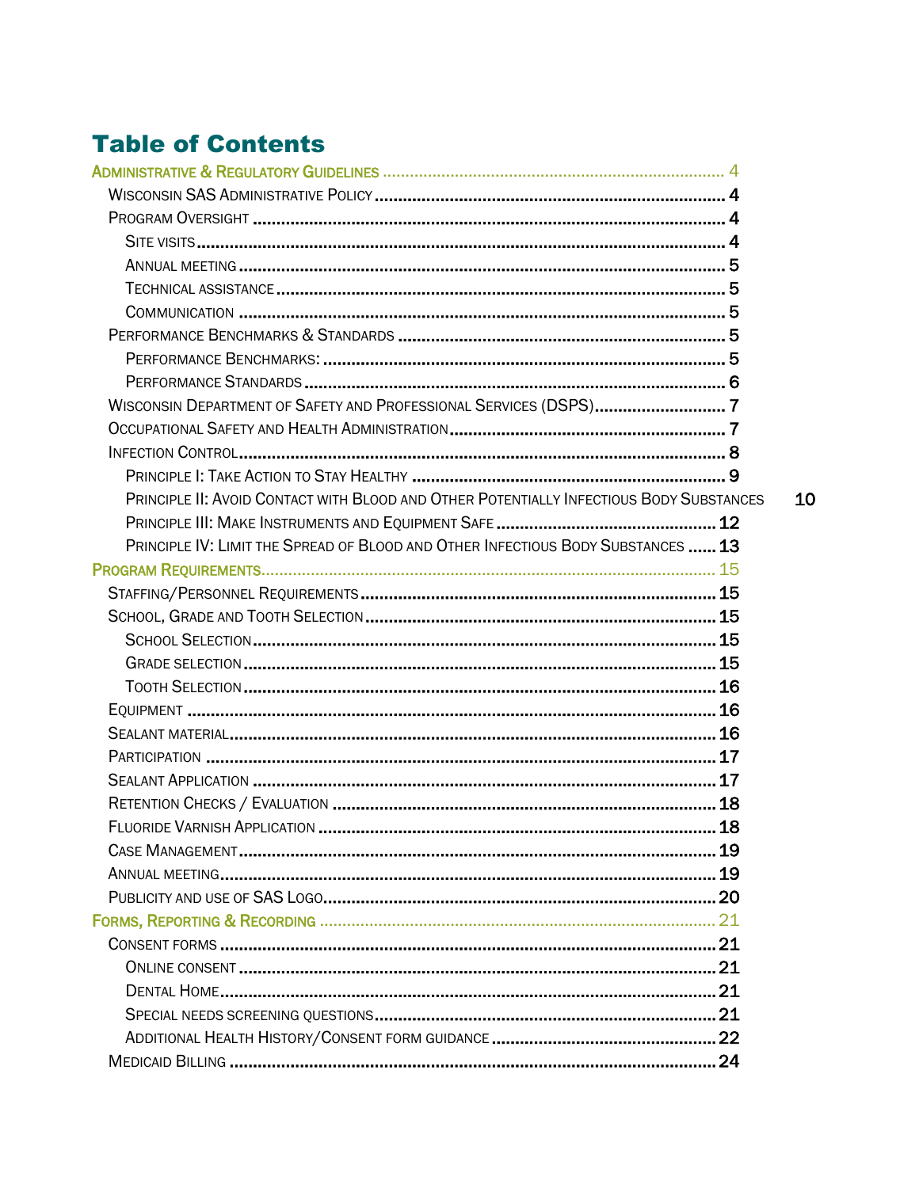# Table of Contents

- Administrative & Regulatory Guidelines ... 4
  - Wisconsin SAS Administrative Policy ... 4
  - Program Oversight ... 4
    - Site visits ... 4
    - Annual meeting ... 5
    - Technical assistance ... 5
    - Communication ... 5
  - Performance Benchmarks & Standards ... 5
    - Performance Benchmarks: ... 5
    - Performance Standards ... 6
  - Wisconsin Department of Safety and Professional Services (DSPS) ... 7
  - Occupational Safety and Health Administration ... 7
  - Infection Control ... 8
    - Principle I: Take Action to Stay Healthy ... 9
    - Principle II: Avoid Contact with Blood and Other Potentially Infectious Body Substances ... 10
    - Principle III: Make Instruments and Equipment Safe ... 12
    - Principle IV: Limit the Spread of Blood and Other Infectious Body Substances ... 13
- Program Requirements ... 15
  - Staffing/Personnel Requirements ... 15
  - School, Grade and Tooth Selection ... 15
    - School Selection ... 15
    - Grade selection ... 15
    - Tooth Selection ... 16
  - Equipment ... 16
  - Sealant material ... 16
  - Participation ... 17
  - Sealant Application ... 17
  - Retention Checks / Evaluation ... 18
  - Fluoride Varnish Application ... 18
  - Case Management ... 19
  - Annual meeting ... 19
  - Publicity and use of SAS Logo ... 20
- Forms, Reporting & Recording ... 21
  - Consent forms ... 21
    - Online consent ... 21
    - Dental Home ... 21
    - Special needs screening questions ... 21
    - Additional Health History/Consent form guidance ... 22
  - Medicaid Billing ... 24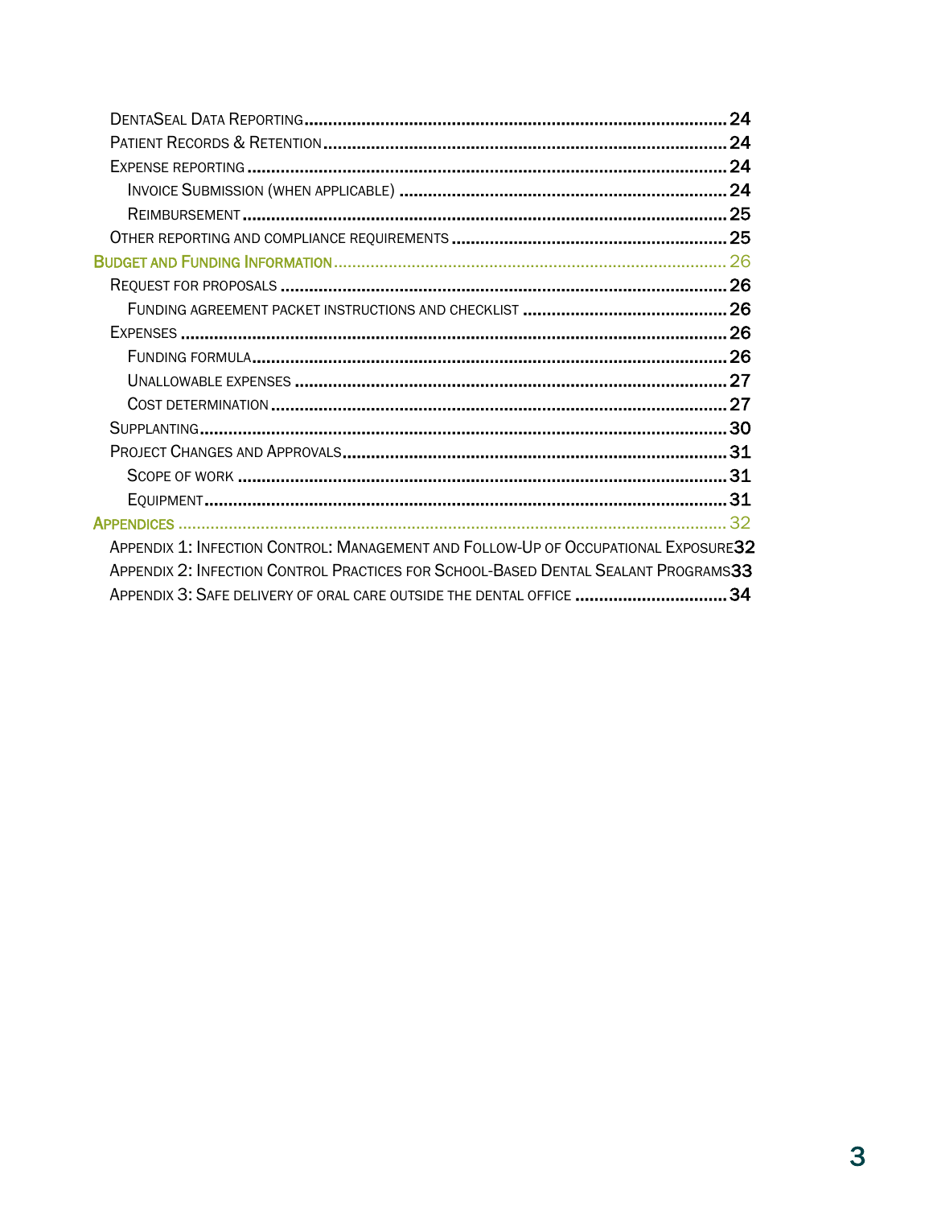- DentaSeal Data Reporting ........ 24
- Patient Records & Retention ........ 24
- Expense reporting ........ 24
  - Invoice Submission (when applicable) ........ 24
  - Reimbursement ........ 25
- Other reporting and compliance requirements ........ 25

**Budget and Funding Information** ........ 26

- Request for proposals ........ 26
  - Funding agreement packet instructions and checklist ........ 26
- Expenses ........ 26
  - Funding formula ........ 26
  - Unallowable expenses ........ 27
  - Cost determination ........ 27
- Supplanting ........ 30
- Project Changes and Approvals ........ 31
  - Scope of work ........ 31
  - Equipment ........ 31

**Appendices** ........ 32

- Appendix 1: Infection Control: Management and Follow-Up of Occupational Exposure ........ 32
- Appendix 2: Infection Control Practices for School-Based Dental Sealant Programs ........ 33
- Appendix 3: Safe delivery of oral care outside the dental office ........ 34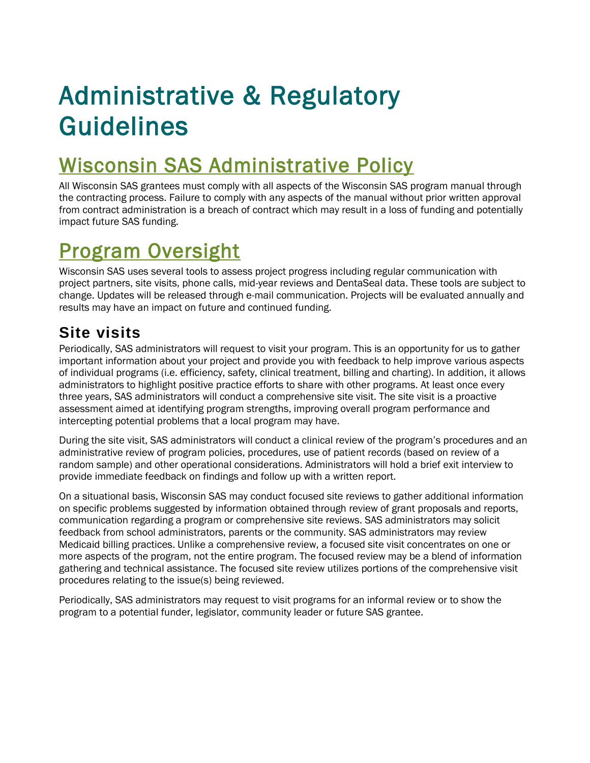# Administrative & Regulatory Guidelines

## Wisconsin SAS Administrative Policy

All Wisconsin SAS grantees must comply with all aspects of the Wisconsin SAS program manual through the contracting process. Failure to comply with any aspects of the manual without prior written approval from contract administration is a breach of contract which may result in a loss of funding and potentially impact future SAS funding.

## Program Oversight

Wisconsin SAS uses several tools to assess project progress including regular communication with project partners, site visits, phone calls, mid-year reviews and DentaSeal data. These tools are subject to change. Updates will be released through e-mail communication. Projects will be evaluated annually and results may have an impact on future and continued funding.

### Site visits

Periodically, SAS administrators will request to visit your program. This is an opportunity for us to gather important information about your project and provide you with feedback to help improve various aspects of individual programs (i.e. efficiency, safety, clinical treatment, billing and charting). In addition, it allows administrators to highlight positive practice efforts to share with other programs. At least once every three years, SAS administrators will conduct a comprehensive site visit. The site visit is a proactive assessment aimed at identifying program strengths, improving overall program performance and intercepting potential problems that a local program may have.

During the site visit, SAS administrators will conduct a clinical review of the program's procedures and an administrative review of program policies, procedures, use of patient records (based on review of a random sample) and other operational considerations. Administrators will hold a brief exit interview to provide immediate feedback on findings and follow up with a written report.

On a situational basis, Wisconsin SAS may conduct focused site reviews to gather additional information on specific problems suggested by information obtained through review of grant proposals and reports, communication regarding a program or comprehensive site reviews. SAS administrators may solicit feedback from school administrators, parents or the community. SAS administrators may review Medicaid billing practices. Unlike a comprehensive review, a focused site visit concentrates on one or more aspects of the program, not the entire program. The focused review may be a blend of information gathering and technical assistance. The focused site review utilizes portions of the comprehensive visit procedures relating to the issue(s) being reviewed.

Periodically, SAS administrators may request to visit programs for an informal review or to show the program to a potential funder, legislator, community leader or future SAS grantee.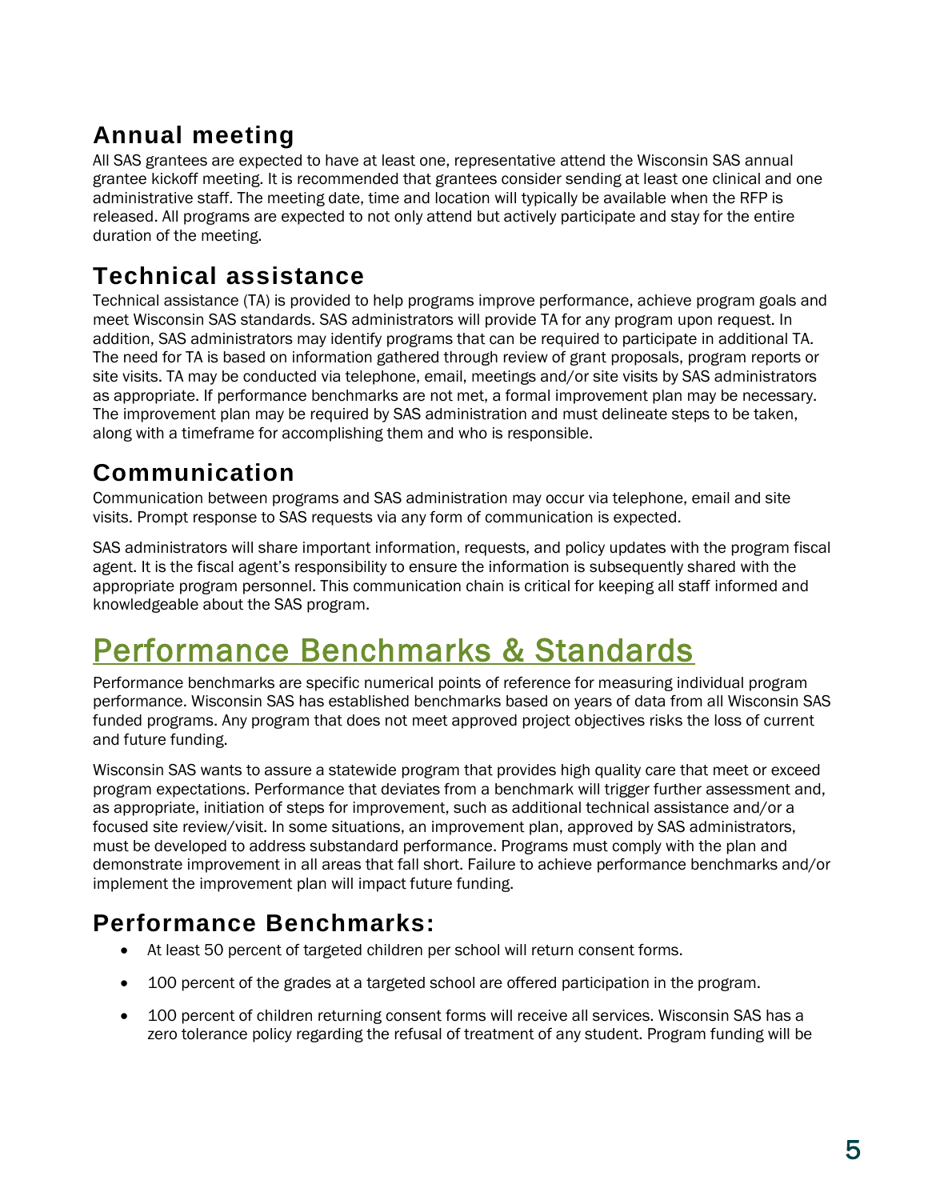## Annual meeting

All SAS grantees are expected to have at least one, representative attend the Wisconsin SAS annual grantee kickoff meeting. It is recommended that grantees consider sending at least one clinical and one administrative staff. The meeting date, time and location will typically be available when the RFP is released. All programs are expected to not only attend but actively participate and stay for the entire duration of the meeting.

## Technical assistance

Technical assistance (TA) is provided to help programs improve performance, achieve program goals and meet Wisconsin SAS standards. SAS administrators will provide TA for any program upon request. In addition, SAS administrators may identify programs that can be required to participate in additional TA. The need for TA is based on information gathered through review of grant proposals, program reports or site visits. TA may be conducted via telephone, email, meetings and/or site visits by SAS administrators as appropriate. If performance benchmarks are not met, a formal improvement plan may be necessary. The improvement plan may be required by SAS administration and must delineate steps to be taken, along with a timeframe for accomplishing them and who is responsible.

## Communication

Communication between programs and SAS administration may occur via telephone, email and site visits. Prompt response to SAS requests via any form of communication is expected.

SAS administrators will share important information, requests, and policy updates with the program fiscal agent. It is the fiscal agent's responsibility to ensure the information is subsequently shared with the appropriate program personnel. This communication chain is critical for keeping all staff informed and knowledgeable about the SAS program.

# Performance Benchmarks & Standards

Performance benchmarks are specific numerical points of reference for measuring individual program performance. Wisconsin SAS has established benchmarks based on years of data from all Wisconsin SAS funded programs. Any program that does not meet approved project objectives risks the loss of current and future funding.

Wisconsin SAS wants to assure a statewide program that provides high quality care that meet or exceed program expectations. Performance that deviates from a benchmark will trigger further assessment and, as appropriate, initiation of steps for improvement, such as additional technical assistance and/or a focused site review/visit. In some situations, an improvement plan, approved by SAS administrators, must be developed to address substandard performance. Programs must comply with the plan and demonstrate improvement in all areas that fall short. Failure to achieve performance benchmarks and/or implement the improvement plan will impact future funding.

## Performance Benchmarks:

- At least 50 percent of targeted children per school will return consent forms.
- 100 percent of the grades at a targeted school are offered participation in the program.
- 100 percent of children returning consent forms will receive all services. Wisconsin SAS has a zero tolerance policy regarding the refusal of treatment of any student. Program funding will be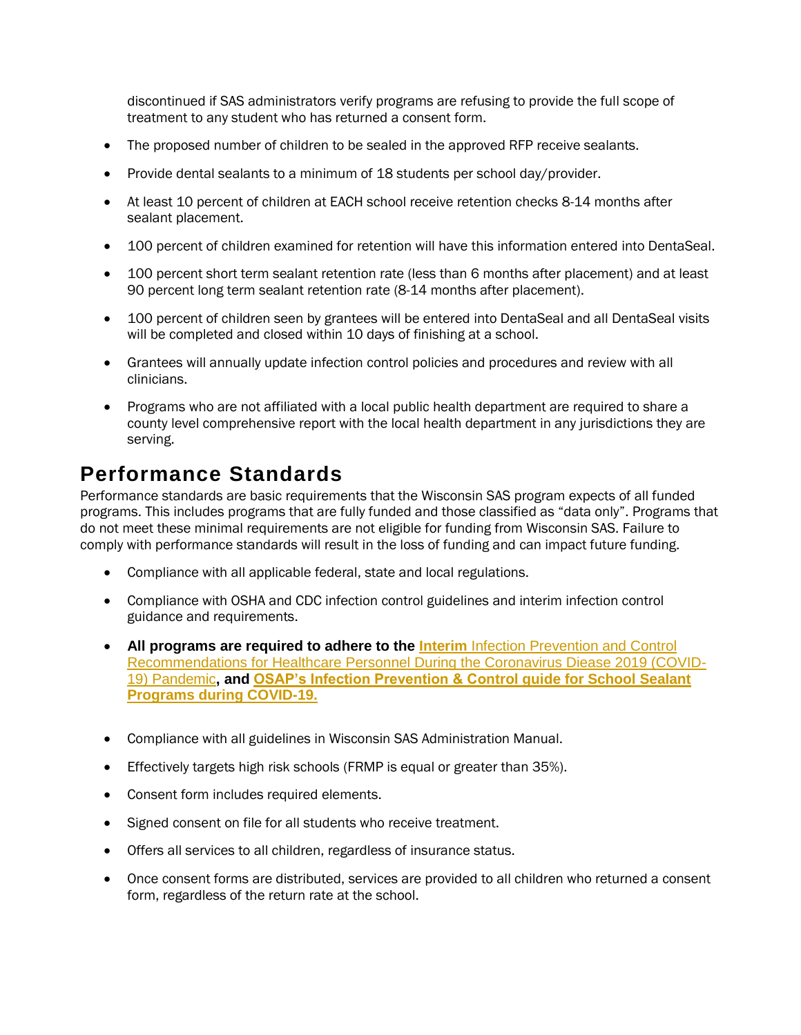discontinued if SAS administrators verify programs are refusing to provide the full scope of treatment to any student who has returned a consent form.

- The proposed number of children to be sealed in the approved RFP receive sealants.
- Provide dental sealants to a minimum of 18 students per school day/provider.
- At least 10 percent of children at EACH school receive retention checks 8-14 months after sealant placement.
- 100 percent of children examined for retention will have this information entered into DentaSeal.
- 100 percent short term sealant retention rate (less than 6 months after placement) and at least 90 percent long term sealant retention rate (8-14 months after placement).
- 100 percent of children seen by grantees will be entered into DentaSeal and all DentaSeal visits will be completed and closed within 10 days of finishing at a school.
- Grantees will annually update infection control policies and procedures and review with all clinicians.
- Programs who are not affiliated with a local public health department are required to share a county level comprehensive report with the local health department in any jurisdictions they are serving.

## Performance Standards

Performance standards are basic requirements that the Wisconsin SAS program expects of all funded programs. This includes programs that are fully funded and those classified as "data only". Programs that do not meet these minimal requirements are not eligible for funding from Wisconsin SAS. Failure to comply with performance standards will result in the loss of funding and can impact future funding.

- Compliance with all applicable federal, state and local regulations.
- Compliance with OSHA and CDC infection control guidelines and interim infection control guidance and requirements.
- **All programs are required to adhere to the Interim** Infection Prevention and Control Recommendations for Healthcare Personnel During the Coronavirus Diease 2019 (COVID-19) Pandemic**, and OSAP's Infection Prevention & Control guide for School Sealant Programs during COVID-19.**
- Compliance with all guidelines in Wisconsin SAS Administration Manual.
- Effectively targets high risk schools (FRMP is equal or greater than 35%).
- Consent form includes required elements.
- Signed consent on file for all students who receive treatment.
- Offers all services to all children, regardless of insurance status.
- Once consent forms are distributed, services are provided to all children who returned a consent form, regardless of the return rate at the school.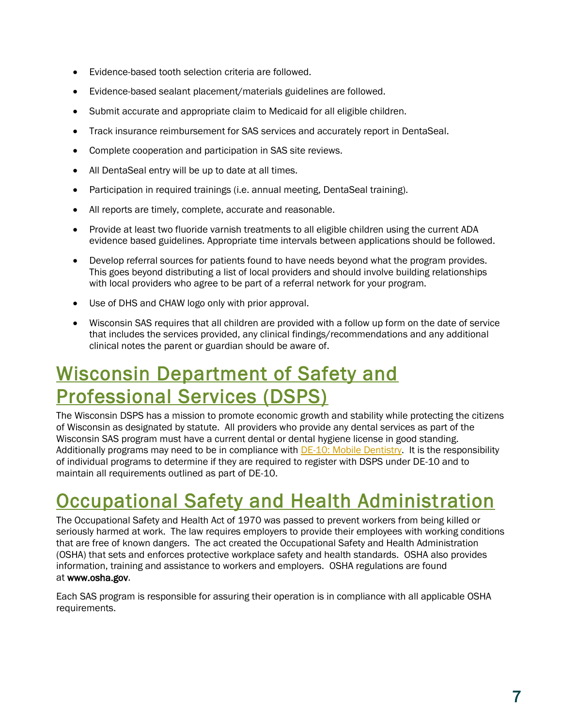- Evidence-based tooth selection criteria are followed.
- Evidence-based sealant placement/materials guidelines are followed.
- Submit accurate and appropriate claim to Medicaid for all eligible children.
- Track insurance reimbursement for SAS services and accurately report in DentaSeal.
- Complete cooperation and participation in SAS site reviews.
- All DentaSeal entry will be up to date at all times.
- Participation in required trainings (i.e. annual meeting, DentaSeal training).
- All reports are timely, complete, accurate and reasonable.
- Provide at least two fluoride varnish treatments to all eligible children using the current ADA evidence based guidelines. Appropriate time intervals between applications should be followed.
- Develop referral sources for patients found to have needs beyond what the program provides. This goes beyond distributing a list of local providers and should involve building relationships with local providers who agree to be part of a referral network for your program.
- Use of DHS and CHAW logo only with prior approval.
- Wisconsin SAS requires that all children are provided with a follow up form on the date of service that includes the services provided, any clinical findings/recommendations and any additional clinical notes the parent or guardian should be aware of.

# Wisconsin Department of Safety and Professional Services (DSPS)

The Wisconsin DSPS has a mission to promote economic growth and stability while protecting the citizens of Wisconsin as designated by statute. All providers who provide any dental services as part of the Wisconsin SAS program must have a current dental or dental hygiene license in good standing. Additionally programs may need to be in compliance with DE-10: Mobile Dentistry. It is the responsibility of individual programs to determine if they are required to register with DSPS under DE-10 and to maintain all requirements outlined as part of DE-10.

# Occupational Safety and Health Administration

The Occupational Safety and Health Act of 1970 was passed to prevent workers from being killed or seriously harmed at work. The law requires employers to provide their employees with working conditions that are free of known dangers. The act created the Occupational Safety and Health Administration (OSHA) that sets and enforces protective workplace safety and health standards. OSHA also provides information, training and assistance to workers and employers. OSHA regulations are found at www.osha.gov.

Each SAS program is responsible for assuring their operation is in compliance with all applicable OSHA requirements.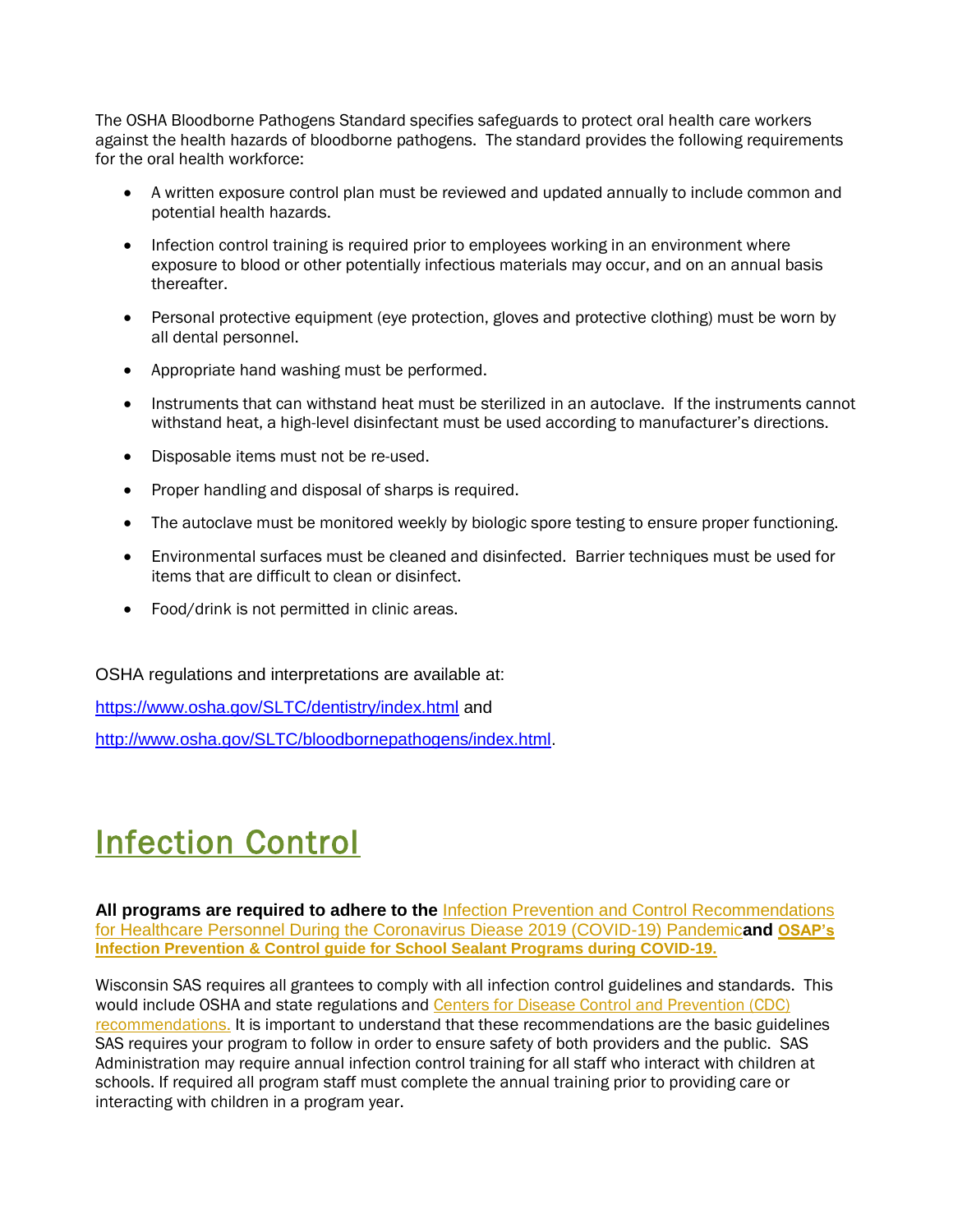The OSHA Bloodborne Pathogens Standard specifies safeguards to protect oral health care workers against the health hazards of bloodborne pathogens. The standard provides the following requirements for the oral health workforce:

- A written exposure control plan must be reviewed and updated annually to include common and potential health hazards.
- Infection control training is required prior to employees working in an environment where exposure to blood or other potentially infectious materials may occur, and on an annual basis thereafter.
- Personal protective equipment (eye protection, gloves and protective clothing) must be worn by all dental personnel.
- Appropriate hand washing must be performed.
- Instruments that can withstand heat must be sterilized in an autoclave. If the instruments cannot withstand heat, a high-level disinfectant must be used according to manufacturer's directions.
- Disposable items must not be re-used.
- Proper handling and disposal of sharps is required.
- The autoclave must be monitored weekly by biologic spore testing to ensure proper functioning.
- Environmental surfaces must be cleaned and disinfected. Barrier techniques must be used for items that are difficult to clean or disinfect.
- Food/drink is not permitted in clinic areas.

OSHA regulations and interpretations are available at:

https://www.osha.gov/SLTC/dentistry/index.html and

http://www.osha.gov/SLTC/bloodbornepathogens/index.html.

# Infection Control

**All programs are required to adhere to the** Infection Prevention and Control Recommendations for Healthcare Personnel During the Coronavirus Diease 2019 (COVID-19) Pandemic**and** **OSAP's Infection Prevention & Control guide for School Sealant Programs during COVID-19.**

Wisconsin SAS requires all grantees to comply with all infection control guidelines and standards. This would include OSHA and state regulations and Centers for Disease Control and Prevention (CDC) recommendations. It is important to understand that these recommendations are the basic guidelines SAS requires your program to follow in order to ensure safety of both providers and the public. SAS Administration may require annual infection control training for all staff who interact with children at schools. If required all program staff must complete the annual training prior to providing care or interacting with children in a program year.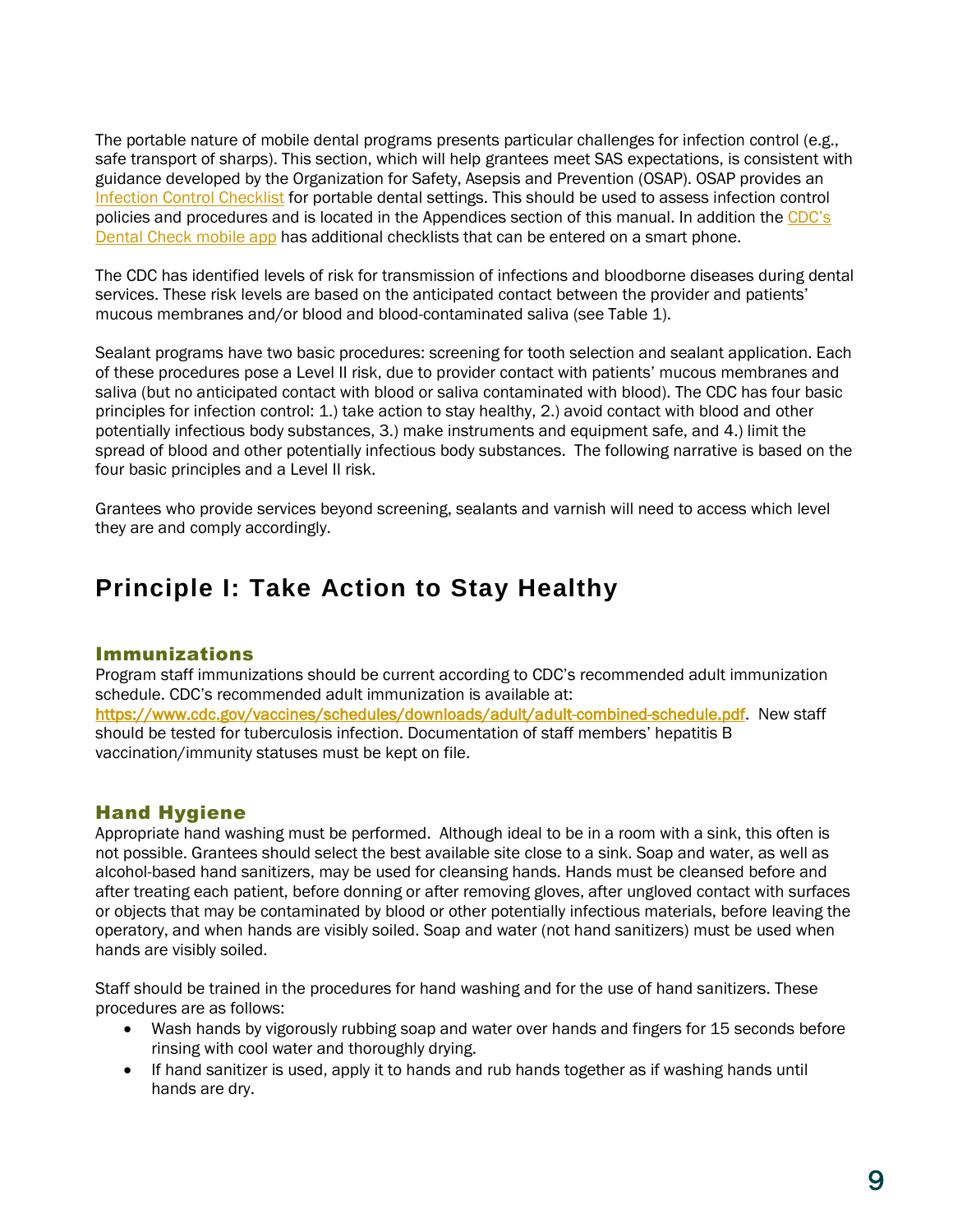The portable nature of mobile dental programs presents particular challenges for infection control (e.g., safe transport of sharps). This section, which will help grantees meet SAS expectations, is consistent with guidance developed by the Organization for Safety, Asepsis and Prevention (OSAP). OSAP provides an Infection Control Checklist for portable dental settings. This should be used to assess infection control policies and procedures and is located in the Appendices section of this manual. In addition the CDC's Dental Check mobile app has additional checklists that can be entered on a smart phone.

The CDC has identified levels of risk for transmission of infections and bloodborne diseases during dental services. These risk levels are based on the anticipated contact between the provider and patients' mucous membranes and/or blood and blood-contaminated saliva (see Table 1).

Sealant programs have two basic procedures: screening for tooth selection and sealant application. Each of these procedures pose a Level II risk, due to provider contact with patients' mucous membranes and saliva (but no anticipated contact with blood or saliva contaminated with blood). The CDC has four basic principles for infection control: 1.) take action to stay healthy, 2.) avoid contact with blood and other potentially infectious body substances, 3.) make instruments and equipment safe, and 4.) limit the spread of blood and other potentially infectious body substances. The following narrative is based on the four basic principles and a Level II risk.

Grantees who provide services beyond screening, sealants and varnish will need to access which level they are and comply accordingly.

## Principle I: Take Action to Stay Healthy

### Immunizations

Program staff immunizations should be current according to CDC's recommended adult immunization schedule. CDC's recommended adult immunization is available at: https://www.cdc.gov/vaccines/schedules/downloads/adult/adult-combined-schedule.pdf. New staff should be tested for tuberculosis infection. Documentation of staff members' hepatitis B vaccination/immunity statuses must be kept on file.

### Hand Hygiene

Appropriate hand washing must be performed. Although ideal to be in a room with a sink, this often is not possible. Grantees should select the best available site close to a sink. Soap and water, as well as alcohol-based hand sanitizers, may be used for cleansing hands. Hands must be cleansed before and after treating each patient, before donning or after removing gloves, after ungloved contact with surfaces or objects that may be contaminated by blood or other potentially infectious materials, before leaving the operatory, and when hands are visibly soiled. Soap and water (not hand sanitizers) must be used when hands are visibly soiled.

Staff should be trained in the procedures for hand washing and for the use of hand sanitizers. These procedures are as follows:

- Wash hands by vigorously rubbing soap and water over hands and fingers for 15 seconds before rinsing with cool water and thoroughly drying.
- If hand sanitizer is used, apply it to hands and rub hands together as if washing hands until hands are dry.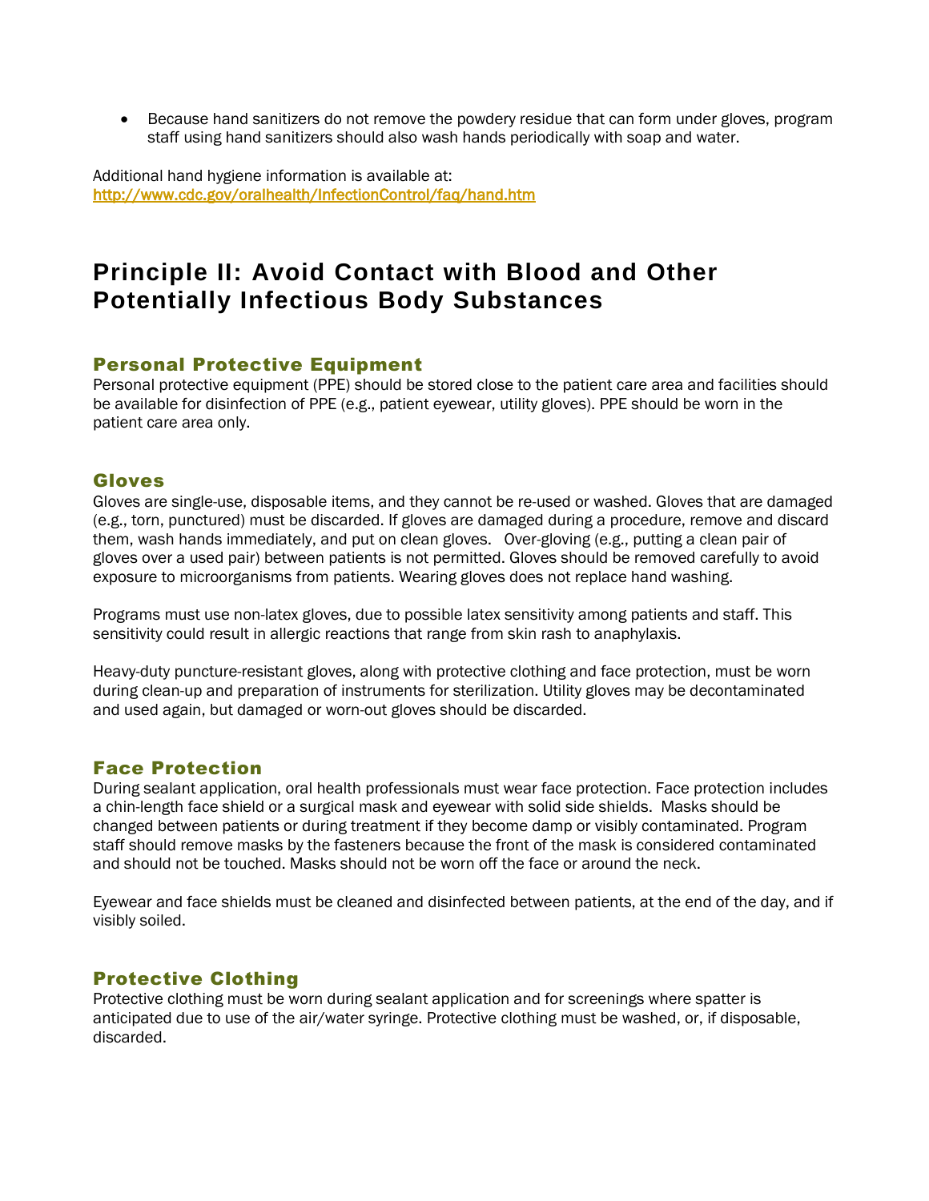- Because hand sanitizers do not remove the powdery residue that can form under gloves, program staff using hand sanitizers should also wash hands periodically with soap and water.

Additional hand hygiene information is available at:
http://www.cdc.gov/oralhealth/InfectionControl/faq/hand.htm

# Principle II: Avoid Contact with Blood and Other Potentially Infectious Body Substances

## Personal Protective Equipment

Personal protective equipment (PPE) should be stored close to the patient care area and facilities should be available for disinfection of PPE (e.g., patient eyewear, utility gloves). PPE should be worn in the patient care area only.

## Gloves

Gloves are single-use, disposable items, and they cannot be re-used or washed. Gloves that are damaged (e.g., torn, punctured) must be discarded. If gloves are damaged during a procedure, remove and discard them, wash hands immediately, and put on clean gloves. Over-gloving (e.g., putting a clean pair of gloves over a used pair) between patients is not permitted. Gloves should be removed carefully to avoid exposure to microorganisms from patients. Wearing gloves does not replace hand washing.

Programs must use non-latex gloves, due to possible latex sensitivity among patients and staff. This sensitivity could result in allergic reactions that range from skin rash to anaphylaxis.

Heavy-duty puncture-resistant gloves, along with protective clothing and face protection, must be worn during clean-up and preparation of instruments for sterilization. Utility gloves may be decontaminated and used again, but damaged or worn-out gloves should be discarded.

## Face Protection

During sealant application, oral health professionals must wear face protection. Face protection includes a chin-length face shield or a surgical mask and eyewear with solid side shields. Masks should be changed between patients or during treatment if they become damp or visibly contaminated. Program staff should remove masks by the fasteners because the front of the mask is considered contaminated and should not be touched. Masks should not be worn off the face or around the neck.

Eyewear and face shields must be cleaned and disinfected between patients, at the end of the day, and if visibly soiled.

## Protective Clothing

Protective clothing must be worn during sealant application and for screenings where spatter is anticipated due to use of the air/water syringe. Protective clothing must be washed, or, if disposable, discarded.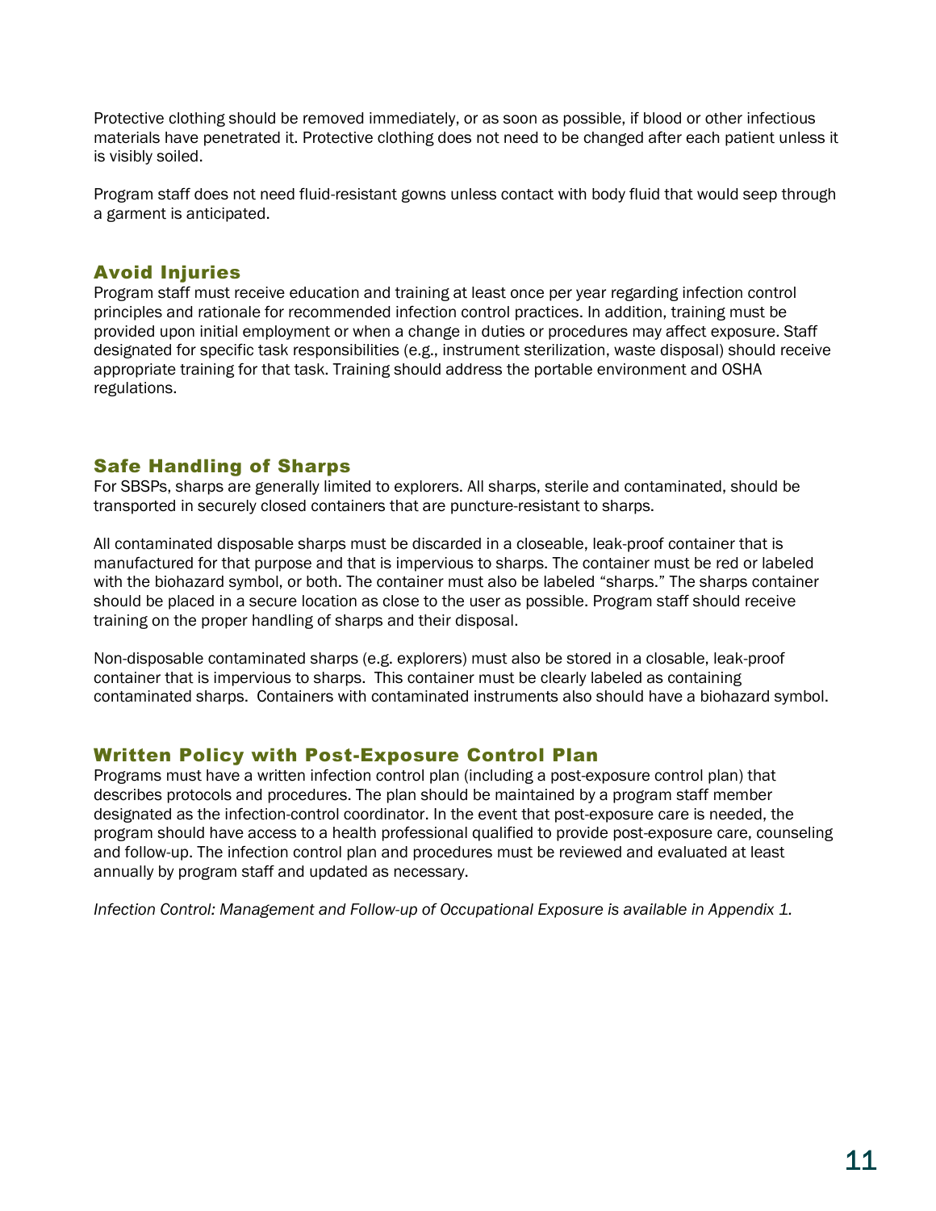Protective clothing should be removed immediately, or as soon as possible, if blood or other infectious materials have penetrated it. Protective clothing does not need to be changed after each patient unless it is visibly soiled.

Program staff does not need fluid-resistant gowns unless contact with body fluid that would seep through a garment is anticipated.

## Avoid Injuries

Program staff must receive education and training at least once per year regarding infection control principles and rationale for recommended infection control practices. In addition, training must be provided upon initial employment or when a change in duties or procedures may affect exposure. Staff designated for specific task responsibilities (e.g., instrument sterilization, waste disposal) should receive appropriate training for that task. Training should address the portable environment and OSHA regulations.

## Safe Handling of Sharps

For SBSPs, sharps are generally limited to explorers. All sharps, sterile and contaminated, should be transported in securely closed containers that are puncture-resistant to sharps.

All contaminated disposable sharps must be discarded in a closeable, leak-proof container that is manufactured for that purpose and that is impervious to sharps. The container must be red or labeled with the biohazard symbol, or both. The container must also be labeled "sharps." The sharps container should be placed in a secure location as close to the user as possible. Program staff should receive training on the proper handling of sharps and their disposal.

Non-disposable contaminated sharps (e.g. explorers) must also be stored in a closable, leak-proof container that is impervious to sharps. This container must be clearly labeled as containing contaminated sharps. Containers with contaminated instruments also should have a biohazard symbol.

## Written Policy with Post-Exposure Control Plan

Programs must have a written infection control plan (including a post-exposure control plan) that describes protocols and procedures. The plan should be maintained by a program staff member designated as the infection-control coordinator. In the event that post-exposure care is needed, the program should have access to a health professional qualified to provide post-exposure care, counseling and follow-up. The infection control plan and procedures must be reviewed and evaluated at least annually by program staff and updated as necessary.

*Infection Control: Management and Follow-up of Occupational Exposure is available in Appendix 1.*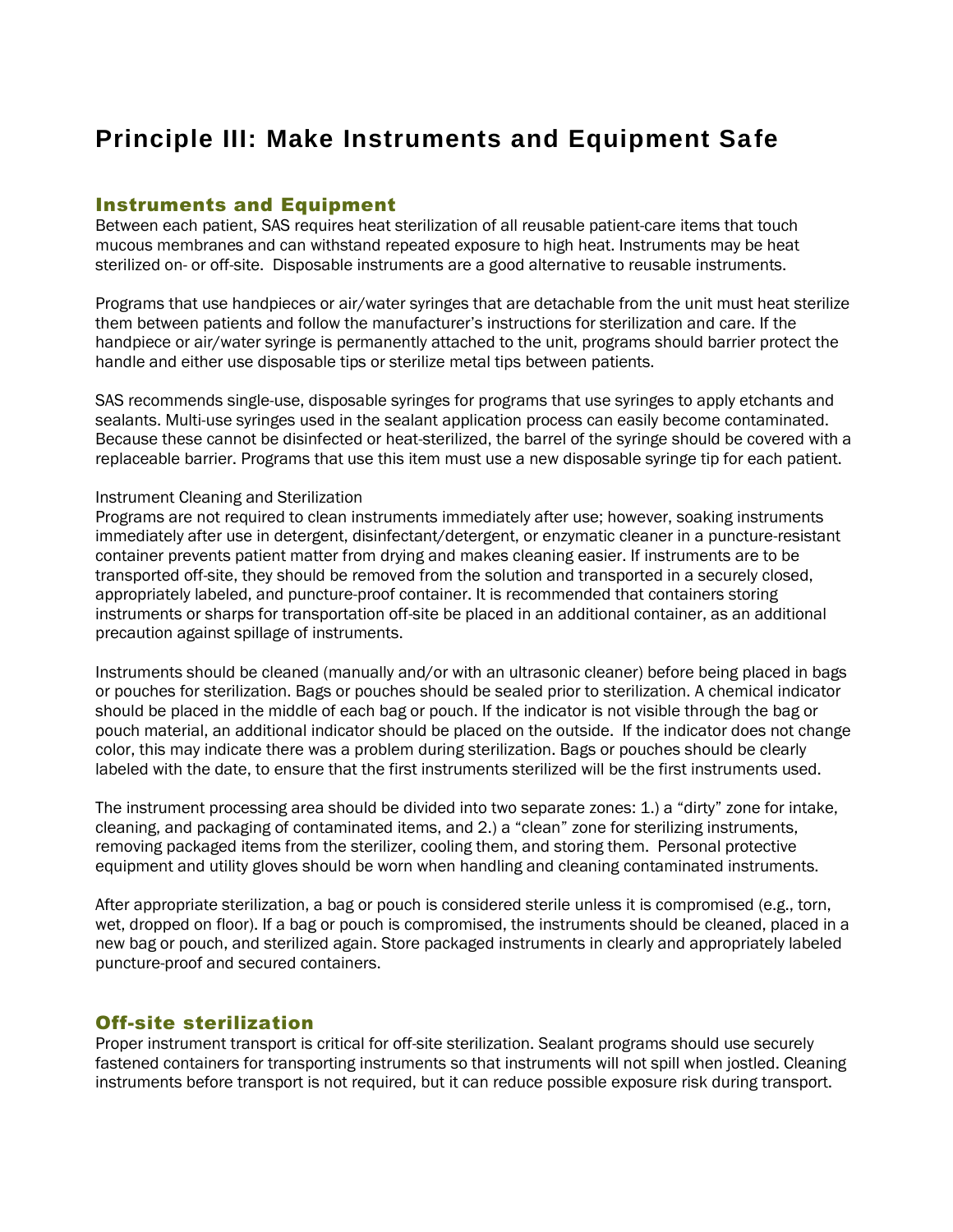# Principle III: Make Instruments and Equipment Safe

## Instruments and Equipment

Between each patient, SAS requires heat sterilization of all reusable patient-care items that touch mucous membranes and can withstand repeated exposure to high heat. Instruments may be heat sterilized on- or off-site. Disposable instruments are a good alternative to reusable instruments.

Programs that use handpieces or air/water syringes that are detachable from the unit must heat sterilize them between patients and follow the manufacturer's instructions for sterilization and care. If the handpiece or air/water syringe is permanently attached to the unit, programs should barrier protect the handle and either use disposable tips or sterilize metal tips between patients.

SAS recommends single-use, disposable syringes for programs that use syringes to apply etchants and sealants. Multi-use syringes used in the sealant application process can easily become contaminated. Because these cannot be disinfected or heat-sterilized, the barrel of the syringe should be covered with a replaceable barrier. Programs that use this item must use a new disposable syringe tip for each patient.

Instrument Cleaning and Sterilization

Programs are not required to clean instruments immediately after use; however, soaking instruments immediately after use in detergent, disinfectant/detergent, or enzymatic cleaner in a puncture-resistant container prevents patient matter from drying and makes cleaning easier. If instruments are to be transported off-site, they should be removed from the solution and transported in a securely closed, appropriately labeled, and puncture-proof container. It is recommended that containers storing instruments or sharps for transportation off-site be placed in an additional container, as an additional precaution against spillage of instruments.

Instruments should be cleaned (manually and/or with an ultrasonic cleaner) before being placed in bags or pouches for sterilization. Bags or pouches should be sealed prior to sterilization. A chemical indicator should be placed in the middle of each bag or pouch. If the indicator is not visible through the bag or pouch material, an additional indicator should be placed on the outside. If the indicator does not change color, this may indicate there was a problem during sterilization. Bags or pouches should be clearly labeled with the date, to ensure that the first instruments sterilized will be the first instruments used.

The instrument processing area should be divided into two separate zones: 1.) a "dirty" zone for intake, cleaning, and packaging of contaminated items, and 2.) a "clean" zone for sterilizing instruments, removing packaged items from the sterilizer, cooling them, and storing them. Personal protective equipment and utility gloves should be worn when handling and cleaning contaminated instruments.

After appropriate sterilization, a bag or pouch is considered sterile unless it is compromised (e.g., torn, wet, dropped on floor). If a bag or pouch is compromised, the instruments should be cleaned, placed in a new bag or pouch, and sterilized again. Store packaged instruments in clearly and appropriately labeled puncture-proof and secured containers.

## Off-site sterilization

Proper instrument transport is critical for off-site sterilization. Sealant programs should use securely fastened containers for transporting instruments so that instruments will not spill when jostled. Cleaning instruments before transport is not required, but it can reduce possible exposure risk during transport.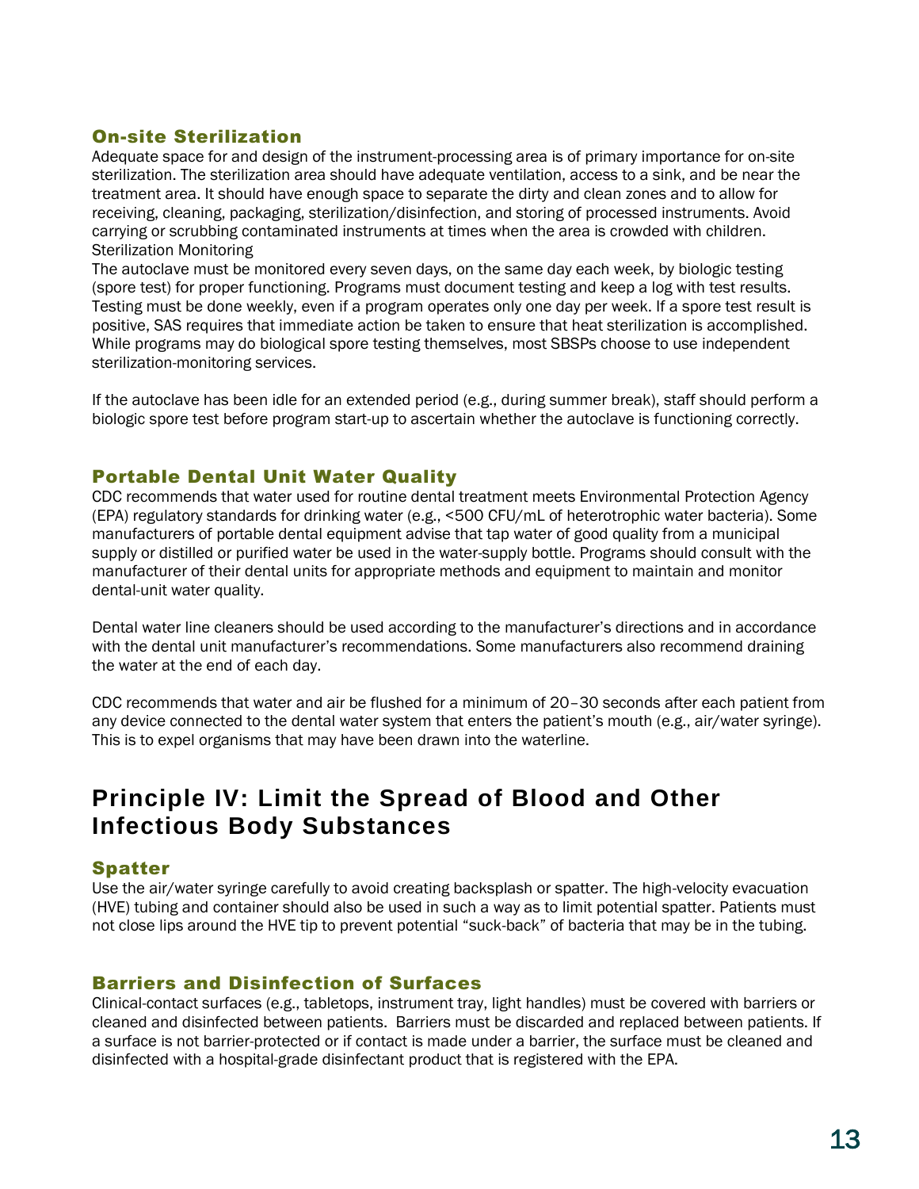### On-site Sterilization

Adequate space for and design of the instrument-processing area is of primary importance for on-site sterilization. The sterilization area should have adequate ventilation, access to a sink, and be near the treatment area. It should have enough space to separate the dirty and clean zones and to allow for receiving, cleaning, packaging, sterilization/disinfection, and storing of processed instruments. Avoid carrying or scrubbing contaminated instruments at times when the area is crowded with children.

Sterilization Monitoring

The autoclave must be monitored every seven days, on the same day each week, by biologic testing (spore test) for proper functioning. Programs must document testing and keep a log with test results. Testing must be done weekly, even if a program operates only one day per week. If a spore test result is positive, SAS requires that immediate action be taken to ensure that heat sterilization is accomplished. While programs may do biological spore testing themselves, most SBSPs choose to use independent sterilization-monitoring services.

If the autoclave has been idle for an extended period (e.g., during summer break), staff should perform a biologic spore test before program start-up to ascertain whether the autoclave is functioning correctly.

### Portable Dental Unit Water Quality

CDC recommends that water used for routine dental treatment meets Environmental Protection Agency (EPA) regulatory standards for drinking water (e.g., <500 CFU/mL of heterotrophic water bacteria). Some manufacturers of portable dental equipment advise that tap water of good quality from a municipal supply or distilled or purified water be used in the water-supply bottle. Programs should consult with the manufacturer of their dental units for appropriate methods and equipment to maintain and monitor dental-unit water quality.

Dental water line cleaners should be used according to the manufacturer's directions and in accordance with the dental unit manufacturer's recommendations. Some manufacturers also recommend draining the water at the end of each day.

CDC recommends that water and air be flushed for a minimum of 20–30 seconds after each patient from any device connected to the dental water system that enters the patient's mouth (e.g., air/water syringe). This is to expel organisms that may have been drawn into the waterline.

## Principle IV: Limit the Spread of Blood and Other Infectious Body Substances

### Spatter

Use the air/water syringe carefully to avoid creating backsplash or spatter. The high-velocity evacuation (HVE) tubing and container should also be used in such a way as to limit potential spatter. Patients must not close lips around the HVE tip to prevent potential "suck-back" of bacteria that may be in the tubing.

### Barriers and Disinfection of Surfaces

Clinical-contact surfaces (e.g., tabletops, instrument tray, light handles) must be covered with barriers or cleaned and disinfected between patients. Barriers must be discarded and replaced between patients. If a surface is not barrier-protected or if contact is made under a barrier, the surface must be cleaned and disinfected with a hospital-grade disinfectant product that is registered with the EPA.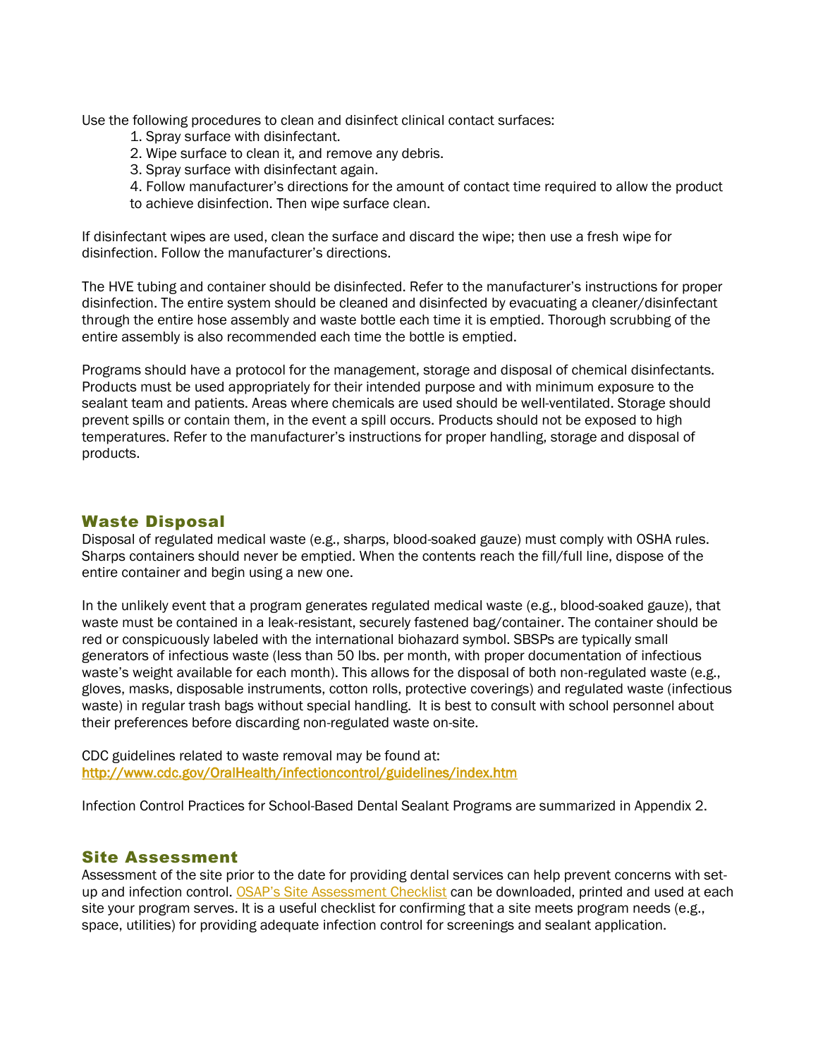Use the following procedures to clean and disinfect clinical contact surfaces:

1. Spray surface with disinfectant.
2. Wipe surface to clean it, and remove any debris.
3. Spray surface with disinfectant again.
4. Follow manufacturer's directions for the amount of contact time required to allow the product to achieve disinfection. Then wipe surface clean.

If disinfectant wipes are used, clean the surface and discard the wipe; then use a fresh wipe for disinfection. Follow the manufacturer's directions.

The HVE tubing and container should be disinfected. Refer to the manufacturer's instructions for proper disinfection. The entire system should be cleaned and disinfected by evacuating a cleaner/disinfectant through the entire hose assembly and waste bottle each time it is emptied. Thorough scrubbing of the entire assembly is also recommended each time the bottle is emptied.

Programs should have a protocol for the management, storage and disposal of chemical disinfectants. Products must be used appropriately for their intended purpose and with minimum exposure to the sealant team and patients. Areas where chemicals are used should be well-ventilated. Storage should prevent spills or contain them, in the event a spill occurs. Products should not be exposed to high temperatures. Refer to the manufacturer's instructions for proper handling, storage and disposal of products.

## Waste Disposal

Disposal of regulated medical waste (e.g., sharps, blood-soaked gauze) must comply with OSHA rules. Sharps containers should never be emptied. When the contents reach the fill/full line, dispose of the entire container and begin using a new one.

In the unlikely event that a program generates regulated medical waste (e.g., blood-soaked gauze), that waste must be contained in a leak-resistant, securely fastened bag/container. The container should be red or conspicuously labeled with the international biohazard symbol. SBSPs are typically small generators of infectious waste (less than 50 lbs. per month, with proper documentation of infectious waste's weight available for each month). This allows for the disposal of both non-regulated waste (e.g., gloves, masks, disposable instruments, cotton rolls, protective coverings) and regulated waste (infectious waste) in regular trash bags without special handling. It is best to consult with school personnel about their preferences before discarding non-regulated waste on-site.

CDC guidelines related to waste removal may be found at:
[http://www.cdc.gov/OralHealth/infectioncontrol/guidelines/index.htm](http://www.cdc.gov/OralHealth/infectioncontrol/guidelines/index.htm)

Infection Control Practices for School-Based Dental Sealant Programs are summarized in Appendix 2.

## Site Assessment

Assessment of the site prior to the date for providing dental services can help prevent concerns with set-up and infection control. OSAP's Site Assessment Checklist can be downloaded, printed and used at each site your program serves. It is a useful checklist for confirming that a site meets program needs (e.g., space, utilities) for providing adequate infection control for screenings and sealant application.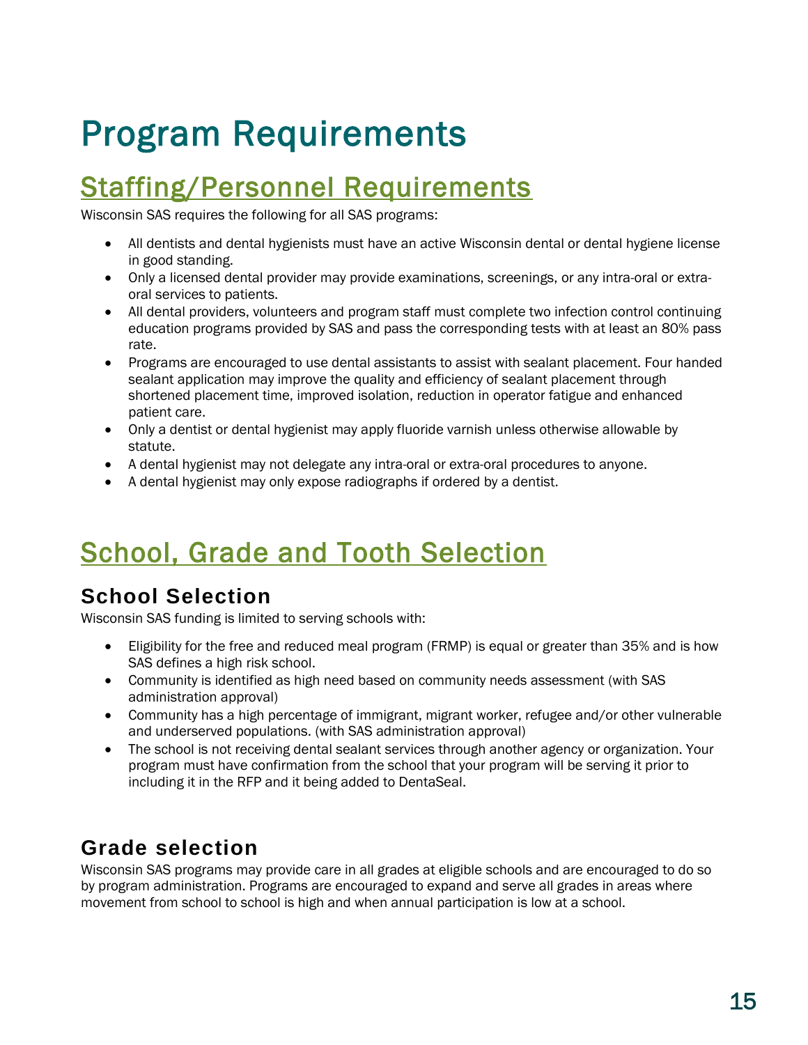# Program Requirements

## Staffing/Personnel Requirements

Wisconsin SAS requires the following for all SAS programs:

- All dentists and dental hygienists must have an active Wisconsin dental or dental hygiene license in good standing.
- Only a licensed dental provider may provide examinations, screenings, or any intra-oral or extra-oral services to patients.
- All dental providers, volunteers and program staff must complete two infection control continuing education programs provided by SAS and pass the corresponding tests with at least an 80% pass rate.
- Programs are encouraged to use dental assistants to assist with sealant placement. Four handed sealant application may improve the quality and efficiency of sealant placement through shortened placement time, improved isolation, reduction in operator fatigue and enhanced patient care.
- Only a dentist or dental hygienist may apply fluoride varnish unless otherwise allowable by statute.
- A dental hygienist may not delegate any intra-oral or extra-oral procedures to anyone.
- A dental hygienist may only expose radiographs if ordered by a dentist.

## School, Grade and Tooth Selection

### School Selection

Wisconsin SAS funding is limited to serving schools with:

- Eligibility for the free and reduced meal program (FRMP) is equal or greater than 35% and is how SAS defines a high risk school.
- Community is identified as high need based on community needs assessment (with SAS administration approval)
- Community has a high percentage of immigrant, migrant worker, refugee and/or other vulnerable and underserved populations. (with SAS administration approval)
- The school is not receiving dental sealant services through another agency or organization. Your program must have confirmation from the school that your program will be serving it prior to including it in the RFP and it being added to DentaSeal.

### Grade selection

Wisconsin SAS programs may provide care in all grades at eligible schools and are encouraged to do so by program administration. Programs are encouraged to expand and serve all grades in areas where movement from school to school is high and when annual participation is low at a school.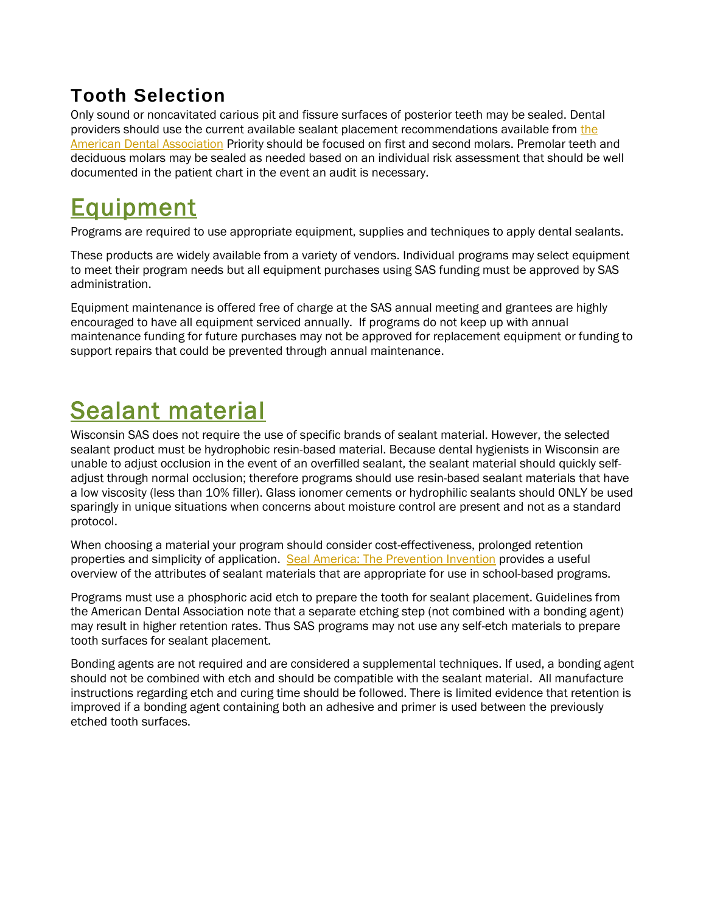### Tooth Selection

Only sound or noncavitated carious pit and fissure surfaces of posterior teeth may be sealed. Dental providers should use the current available sealant placement recommendations available from [the American Dental Association](#) Priority should be focused on first and second molars. Premolar teeth and deciduous molars may be sealed as needed based on an individual risk assessment that should be well documented in the patient chart in the event an audit is necessary.

## Equipment

Programs are required to use appropriate equipment, supplies and techniques to apply dental sealants.

These products are widely available from a variety of vendors. Individual programs may select equipment to meet their program needs but all equipment purchases using SAS funding must be approved by SAS administration.

Equipment maintenance is offered free of charge at the SAS annual meeting and grantees are highly encouraged to have all equipment serviced annually. If programs do not keep up with annual maintenance funding for future purchases may not be approved for replacement equipment or funding to support repairs that could be prevented through annual maintenance.

## Sealant material

Wisconsin SAS does not require the use of specific brands of sealant material. However, the selected sealant product must be hydrophobic resin-based material. Because dental hygienists in Wisconsin are unable to adjust occlusion in the event of an overfilled sealant, the sealant material should quickly self-adjust through normal occlusion; therefore programs should use resin-based sealant materials that have a low viscosity (less than 10% filler). Glass ionomer cements or hydrophilic sealants should ONLY be used sparingly in unique situations when concerns about moisture control are present and not as a standard protocol.

When choosing a material your program should consider cost-effectiveness, prolonged retention properties and simplicity of application. [Seal America: The Prevention Invention](#) provides a useful overview of the attributes of sealant materials that are appropriate for use in school-based programs.

Programs must use a phosphoric acid etch to prepare the tooth for sealant placement. Guidelines from the American Dental Association note that a separate etching step (not combined with a bonding agent) may result in higher retention rates. Thus SAS programs may not use any self-etch materials to prepare tooth surfaces for sealant placement.

Bonding agents are not required and are considered a supplemental techniques. If used, a bonding agent should not be combined with etch and should be compatible with the sealant material. All manufacture instructions regarding etch and curing time should be followed. There is limited evidence that retention is improved if a bonding agent containing both an adhesive and primer is used between the previously etched tooth surfaces.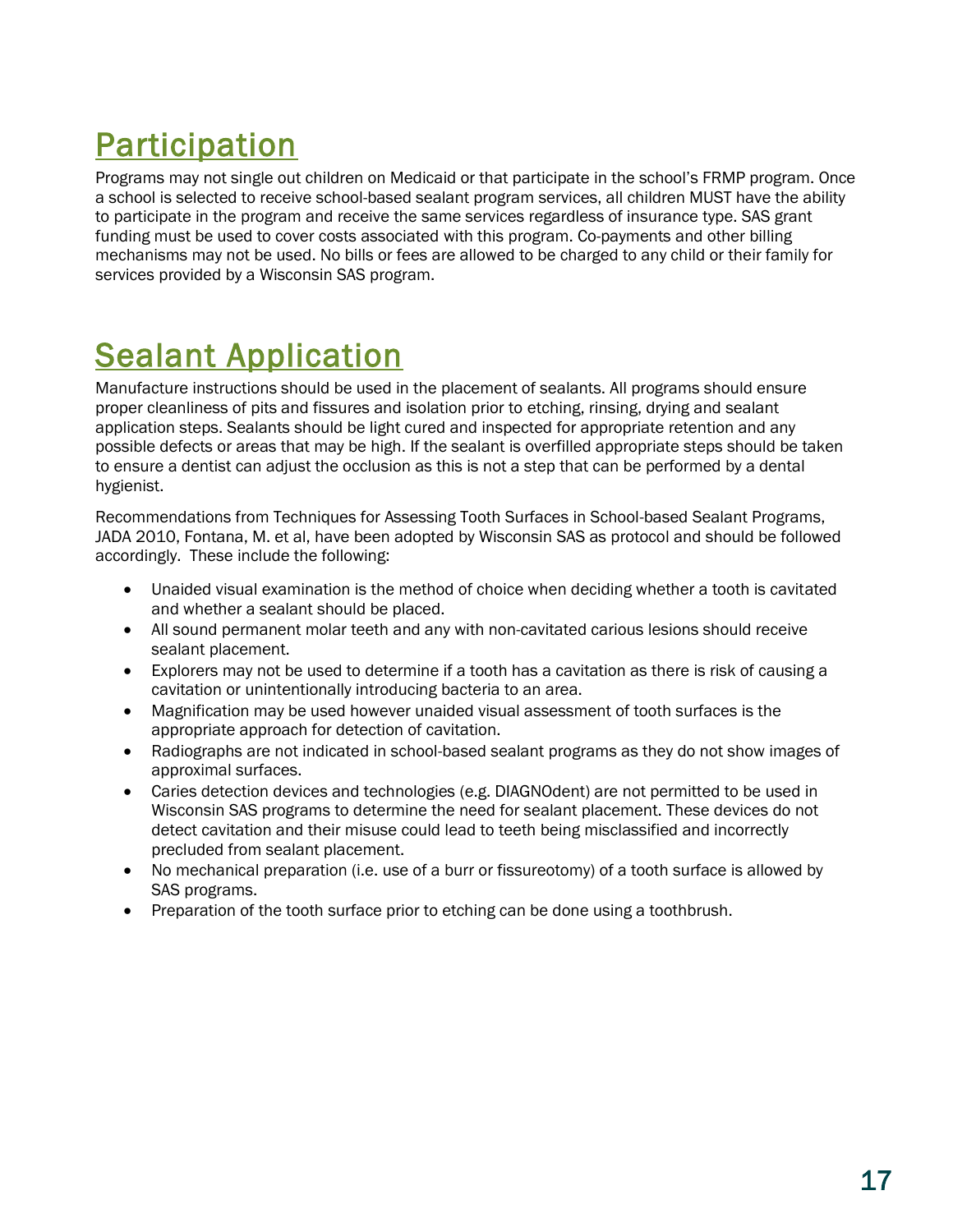# Participation

Programs may not single out children on Medicaid or that participate in the school's FRMP program. Once a school is selected to receive school-based sealant program services, all children MUST have the ability to participate in the program and receive the same services regardless of insurance type. SAS grant funding must be used to cover costs associated with this program. Co-payments and other billing mechanisms may not be used. No bills or fees are allowed to be charged to any child or their family for services provided by a Wisconsin SAS program.

# Sealant Application

Manufacture instructions should be used in the placement of sealants. All programs should ensure proper cleanliness of pits and fissures and isolation prior to etching, rinsing, drying and sealant application steps. Sealants should be light cured and inspected for appropriate retention and any possible defects or areas that may be high. If the sealant is overfilled appropriate steps should be taken to ensure a dentist can adjust the occlusion as this is not a step that can be performed by a dental hygienist.

Recommendations from Techniques for Assessing Tooth Surfaces in School-based Sealant Programs, JADA 2010, Fontana, M. et al, have been adopted by Wisconsin SAS as protocol and should be followed accordingly. These include the following:

- Unaided visual examination is the method of choice when deciding whether a tooth is cavitated and whether a sealant should be placed.
- All sound permanent molar teeth and any with non-cavitated carious lesions should receive sealant placement.
- Explorers may not be used to determine if a tooth has a cavitation as there is risk of causing a cavitation or unintentionally introducing bacteria to an area.
- Magnification may be used however unaided visual assessment of tooth surfaces is the appropriate approach for detection of cavitation.
- Radiographs are not indicated in school-based sealant programs as they do not show images of approximal surfaces.
- Caries detection devices and technologies (e.g. DIAGNOdent) are not permitted to be used in Wisconsin SAS programs to determine the need for sealant placement. These devices do not detect cavitation and their misuse could lead to teeth being misclassified and incorrectly precluded from sealant placement.
- No mechanical preparation (i.e. use of a burr or fissureotomy) of a tooth surface is allowed by SAS programs.
- Preparation of the tooth surface prior to etching can be done using a toothbrush.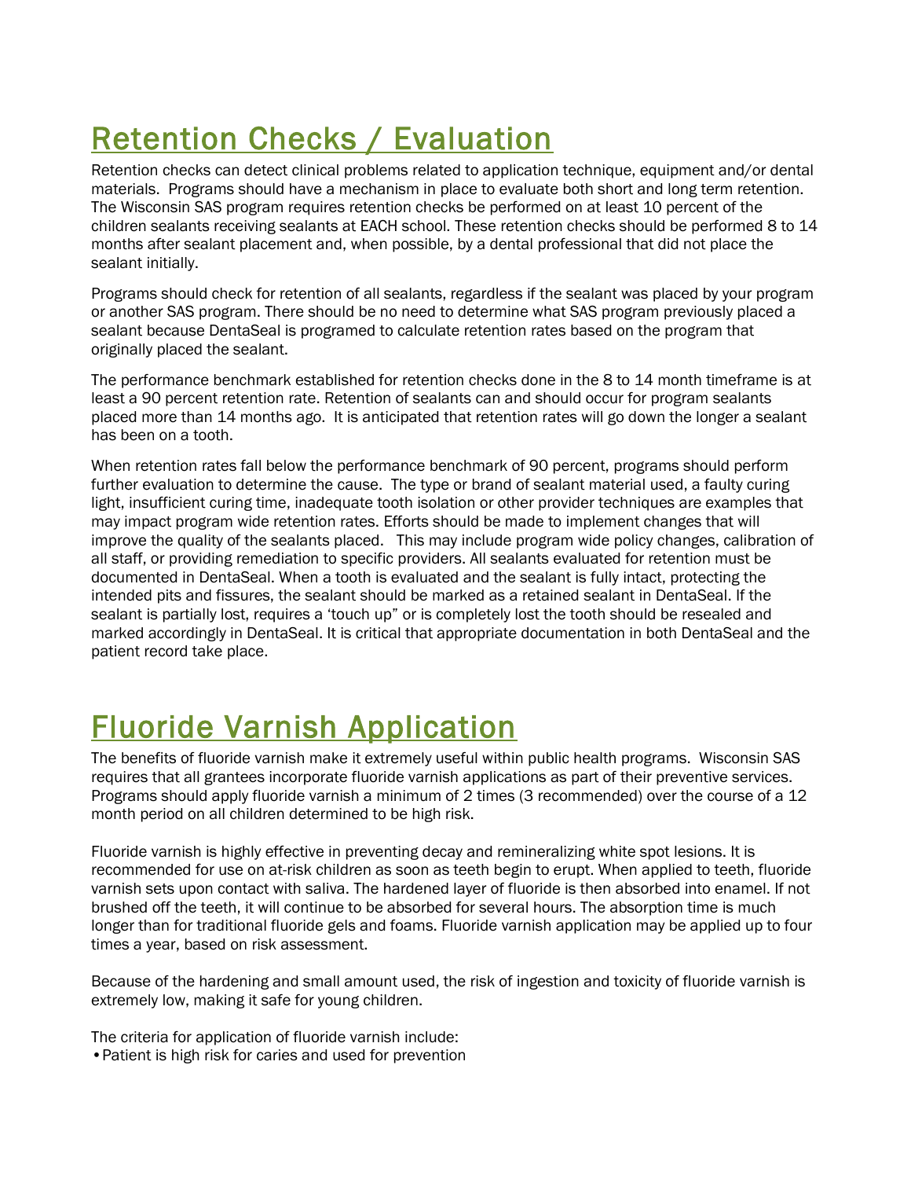# Retention Checks / Evaluation

Retention checks can detect clinical problems related to application technique, equipment and/or dental materials. Programs should have a mechanism in place to evaluate both short and long term retention. The Wisconsin SAS program requires retention checks be performed on at least 10 percent of the children sealants receiving sealants at EACH school. These retention checks should be performed 8 to 14 months after sealant placement and, when possible, by a dental professional that did not place the sealant initially.

Programs should check for retention of all sealants, regardless if the sealant was placed by your program or another SAS program. There should be no need to determine what SAS program previously placed a sealant because DentaSeal is programed to calculate retention rates based on the program that originally placed the sealant.

The performance benchmark established for retention checks done in the 8 to 14 month timeframe is at least a 90 percent retention rate. Retention of sealants can and should occur for program sealants placed more than 14 months ago. It is anticipated that retention rates will go down the longer a sealant has been on a tooth.

When retention rates fall below the performance benchmark of 90 percent, programs should perform further evaluation to determine the cause. The type or brand of sealant material used, a faulty curing light, insufficient curing time, inadequate tooth isolation or other provider techniques are examples that may impact program wide retention rates. Efforts should be made to implement changes that will improve the quality of the sealants placed. This may include program wide policy changes, calibration of all staff, or providing remediation to specific providers. All sealants evaluated for retention must be documented in DentaSeal. When a tooth is evaluated and the sealant is fully intact, protecting the intended pits and fissures, the sealant should be marked as a retained sealant in DentaSeal. If the sealant is partially lost, requires a 'touch up" or is completely lost the tooth should be resealed and marked accordingly in DentaSeal. It is critical that appropriate documentation in both DentaSeal and the patient record take place.

# Fluoride Varnish Application

The benefits of fluoride varnish make it extremely useful within public health programs. Wisconsin SAS requires that all grantees incorporate fluoride varnish applications as part of their preventive services. Programs should apply fluoride varnish a minimum of 2 times (3 recommended) over the course of a 12 month period on all children determined to be high risk.

Fluoride varnish is highly effective in preventing decay and remineralizing white spot lesions. It is recommended for use on at-risk children as soon as teeth begin to erupt. When applied to teeth, fluoride varnish sets upon contact with saliva. The hardened layer of fluoride is then absorbed into enamel. If not brushed off the teeth, it will continue to be absorbed for several hours. The absorption time is much longer than for traditional fluoride gels and foams. Fluoride varnish application may be applied up to four times a year, based on risk assessment.

Because of the hardening and small amount used, the risk of ingestion and toxicity of fluoride varnish is extremely low, making it safe for young children.

The criteria for application of fluoride varnish include:

- Patient is high risk for caries and used for prevention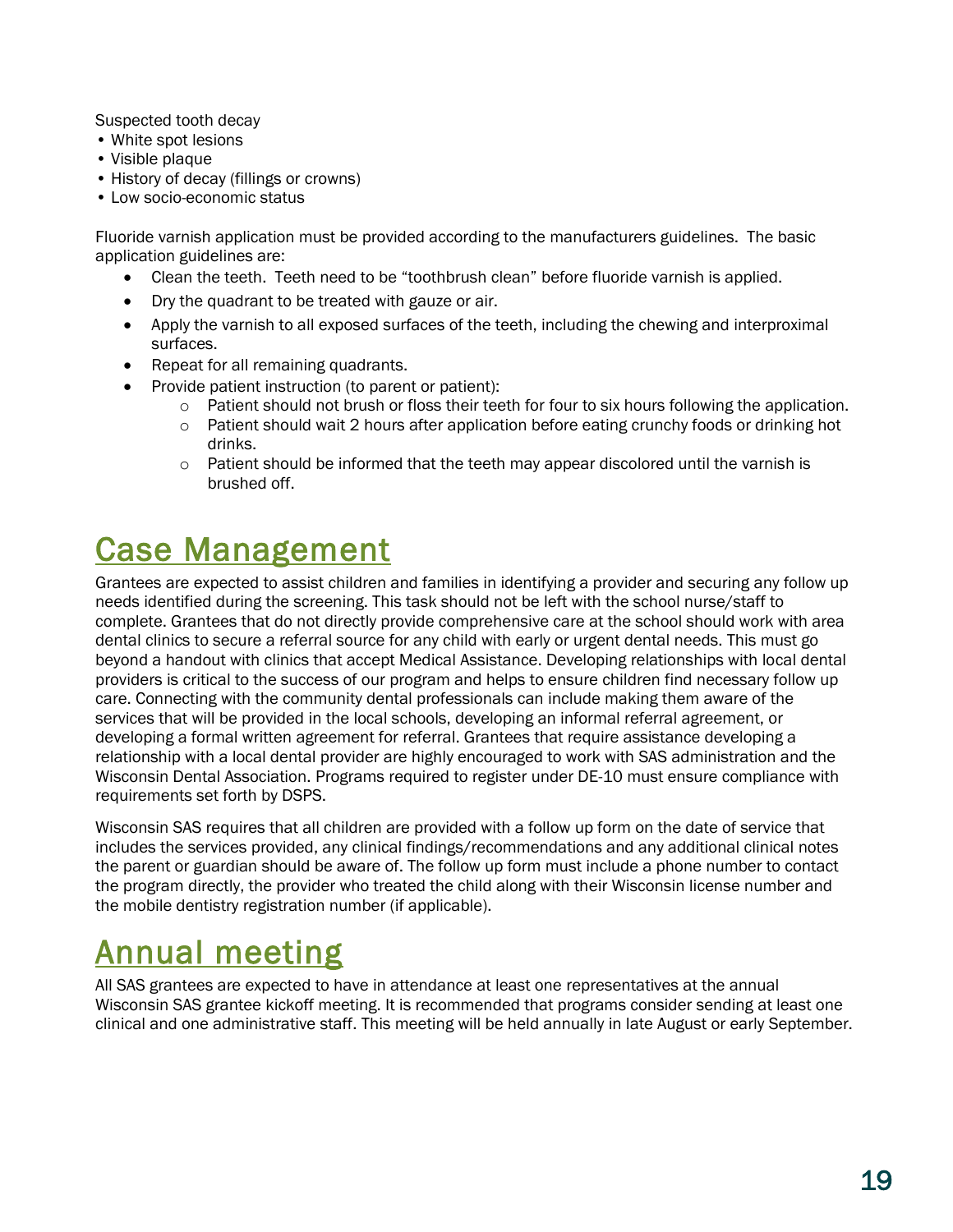Suspected tooth decay
- White spot lesions
- Visible plaque
- History of decay (fillings or crowns)
- Low socio-economic status

Fluoride varnish application must be provided according to the manufacturers guidelines. The basic application guidelines are:

- Clean the teeth. Teeth need to be "toothbrush clean" before fluoride varnish is applied.
- Dry the quadrant to be treated with gauze or air.
- Apply the varnish to all exposed surfaces of the teeth, including the chewing and interproximal surfaces.
- Repeat for all remaining quadrants.
- Provide patient instruction (to parent or patient):
    - Patient should not brush or floss their teeth for four to six hours following the application.
    - Patient should wait 2 hours after application before eating crunchy foods or drinking hot drinks.
    - Patient should be informed that the teeth may appear discolored until the varnish is brushed off.

# Case Management

Grantees are expected to assist children and families in identifying a provider and securing any follow up needs identified during the screening. This task should not be left with the school nurse/staff to complete. Grantees that do not directly provide comprehensive care at the school should work with area dental clinics to secure a referral source for any child with early or urgent dental needs. This must go beyond a handout with clinics that accept Medical Assistance. Developing relationships with local dental providers is critical to the success of our program and helps to ensure children find necessary follow up care. Connecting with the community dental professionals can include making them aware of the services that will be provided in the local schools, developing an informal referral agreement, or developing a formal written agreement for referral. Grantees that require assistance developing a relationship with a local dental provider are highly encouraged to work with SAS administration and the Wisconsin Dental Association. Programs required to register under DE-10 must ensure compliance with requirements set forth by DSPS.

Wisconsin SAS requires that all children are provided with a follow up form on the date of service that includes the services provided, any clinical findings/recommendations and any additional clinical notes the parent or guardian should be aware of. The follow up form must include a phone number to contact the program directly, the provider who treated the child along with their Wisconsin license number and the mobile dentistry registration number (if applicable).

# Annual meeting

All SAS grantees are expected to have in attendance at least one representatives at the annual Wisconsin SAS grantee kickoff meeting. It is recommended that programs consider sending at least one clinical and one administrative staff. This meeting will be held annually in late August or early September.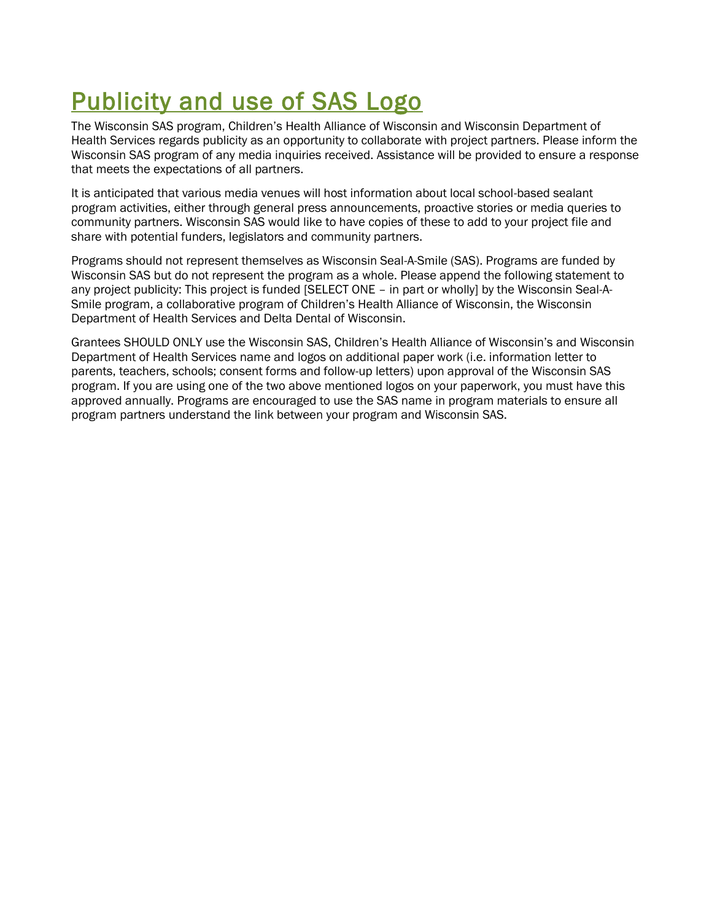# Publicity and use of SAS Logo

The Wisconsin SAS program, Children's Health Alliance of Wisconsin and Wisconsin Department of Health Services regards publicity as an opportunity to collaborate with project partners. Please inform the Wisconsin SAS program of any media inquiries received. Assistance will be provided to ensure a response that meets the expectations of all partners.

It is anticipated that various media venues will host information about local school-based sealant program activities, either through general press announcements, proactive stories or media queries to community partners. Wisconsin SAS would like to have copies of these to add to your project file and share with potential funders, legislators and community partners.

Programs should not represent themselves as Wisconsin Seal-A-Smile (SAS). Programs are funded by Wisconsin SAS but do not represent the program as a whole. Please append the following statement to any project publicity: This project is funded [SELECT ONE – in part or wholly] by the Wisconsin Seal-A-Smile program, a collaborative program of Children's Health Alliance of Wisconsin, the Wisconsin Department of Health Services and Delta Dental of Wisconsin.

Grantees SHOULD ONLY use the Wisconsin SAS, Children's Health Alliance of Wisconsin's and Wisconsin Department of Health Services name and logos on additional paper work (i.e. information letter to parents, teachers, schools; consent forms and follow-up letters) upon approval of the Wisconsin SAS program. If you are using one of the two above mentioned logos on your paperwork, you must have this approved annually. Programs are encouraged to use the SAS name in program materials to ensure all program partners understand the link between your program and Wisconsin SAS.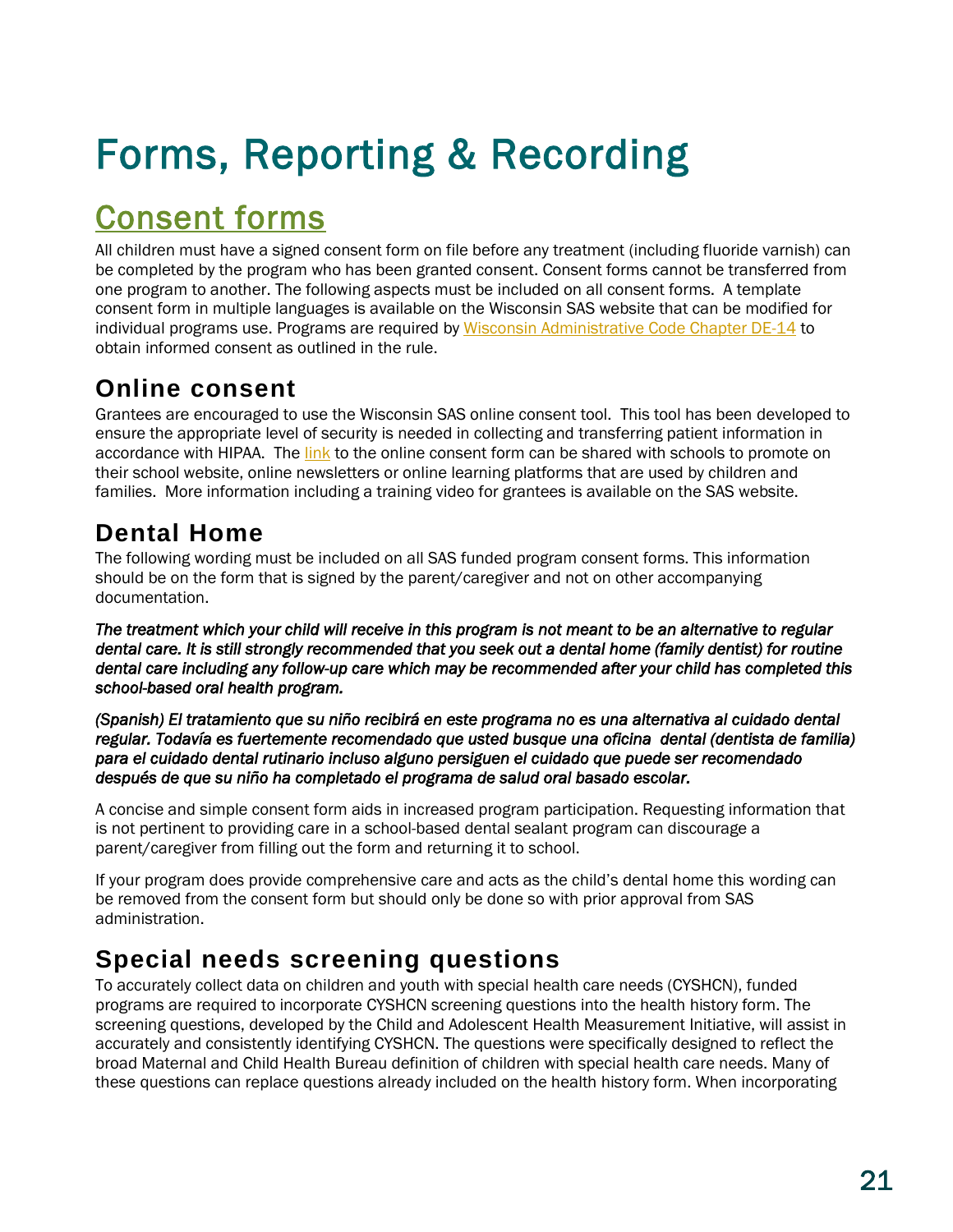# Forms, Reporting & Recording

## Consent forms

All children must have a signed consent form on file before any treatment (including fluoride varnish) can be completed by the program who has been granted consent. Consent forms cannot be transferred from one program to another. The following aspects must be included on all consent forms. A template consent form in multiple languages is available on the Wisconsin SAS website that can be modified for individual programs use. Programs are required by Wisconsin Administrative Code Chapter DE-14 to obtain informed consent as outlined in the rule.

### Online consent

Grantees are encouraged to use the Wisconsin SAS online consent tool. This tool has been developed to ensure the appropriate level of security is needed in collecting and transferring patient information in accordance with HIPAA. The link to the online consent form can be shared with schools to promote on their school website, online newsletters or online learning platforms that are used by children and families. More information including a training video for grantees is available on the SAS website.

### Dental Home

The following wording must be included on all SAS funded program consent forms. This information should be on the form that is signed by the parent/caregiver and not on other accompanying documentation.

***The treatment which your child will receive in this program is not meant to be an alternative to regular dental care. It is still strongly recommended that you seek out a dental home (family dentist) for routine dental care including any follow-up care which may be recommended after your child has completed this school-based oral health program.***

***(Spanish) El tratamiento que su niño recibirá en este programa no es una alternativa al cuidado dental regular. Todavía es fuertemente recomendado que usted busque una oficina dental (dentista de familia) para el cuidado dental rutinario incluso alguno persiguen el cuidado que puede ser recomendado después de que su niño ha completado el programa de salud oral basado escolar.***

A concise and simple consent form aids in increased program participation. Requesting information that is not pertinent to providing care in a school-based dental sealant program can discourage a parent/caregiver from filling out the form and returning it to school.

If your program does provide comprehensive care and acts as the child's dental home this wording can be removed from the consent form but should only be done so with prior approval from SAS administration.

### Special needs screening questions

To accurately collect data on children and youth with special health care needs (CYSHCN), funded programs are required to incorporate CYSHCN screening questions into the health history form. The screening questions, developed by the Child and Adolescent Health Measurement Initiative, will assist in accurately and consistently identifying CYSHCN. The questions were specifically designed to reflect the broad Maternal and Child Health Bureau definition of children with special health care needs. Many of these questions can replace questions already included on the health history form. When incorporating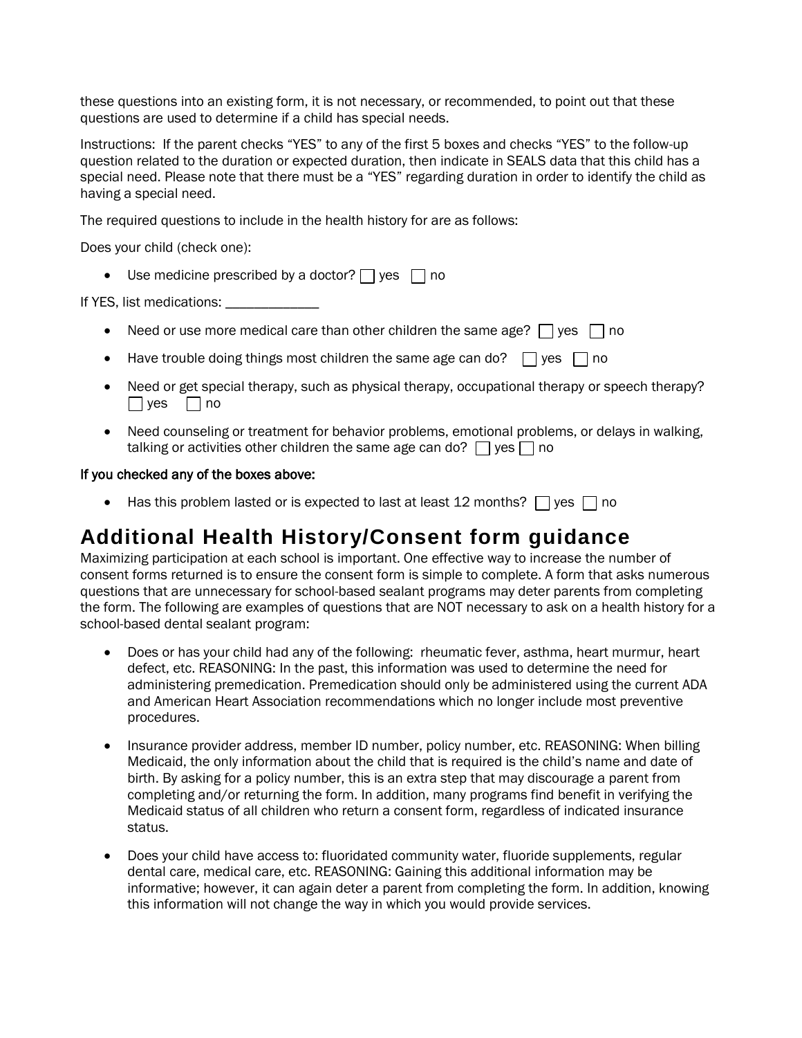these questions into an existing form, it is not necessary, or recommended, to point out that these questions are used to determine if a child has special needs.

Instructions: If the parent checks "YES" to any of the first 5 boxes and checks "YES" to the follow-up question related to the duration or expected duration, then indicate in SEALS data that this child has a special need. Please note that there must be a "YES" regarding duration in order to identify the child as having a special need.

The required questions to include in the health history for are as follows:

Does your child (check one):

- Use medicine prescribed by a doctor? ☐ yes ☐ no

If YES, list medications: _____________

- Need or use more medical care than other children the same age? ☐ yes ☐ no
- Have trouble doing things most children the same age can do? ☐ yes ☐ no
- Need or get special therapy, such as physical therapy, occupational therapy or speech therapy? ☐ yes ☐ no
- Need counseling or treatment for behavior problems, emotional problems, or delays in walking, talking or activities other children the same age can do? ☐ yes ☐ no

**If you checked any of the boxes above:**

- Has this problem lasted or is expected to last at least 12 months? ☐ yes ☐ no

## Additional Health History/Consent form guidance

Maximizing participation at each school is important. One effective way to increase the number of consent forms returned is to ensure the consent form is simple to complete. A form that asks numerous questions that are unnecessary for school-based sealant programs may deter parents from completing the form. The following are examples of questions that are NOT necessary to ask on a health history for a school-based dental sealant program:

- Does or has your child had any of the following: rheumatic fever, asthma, heart murmur, heart defect, etc. REASONING: In the past, this information was used to determine the need for administering premedication. Premedication should only be administered using the current ADA and American Heart Association recommendations which no longer include most preventive procedures.
- Insurance provider address, member ID number, policy number, etc. REASONING: When billing Medicaid, the only information about the child that is required is the child's name and date of birth. By asking for a policy number, this is an extra step that may discourage a parent from completing and/or returning the form. In addition, many programs find benefit in verifying the Medicaid status of all children who return a consent form, regardless of indicated insurance status.
- Does your child have access to: fluoridated community water, fluoride supplements, regular dental care, medical care, etc. REASONING: Gaining this additional information may be informative; however, it can again deter a parent from completing the form. In addition, knowing this information will not change the way in which you would provide services.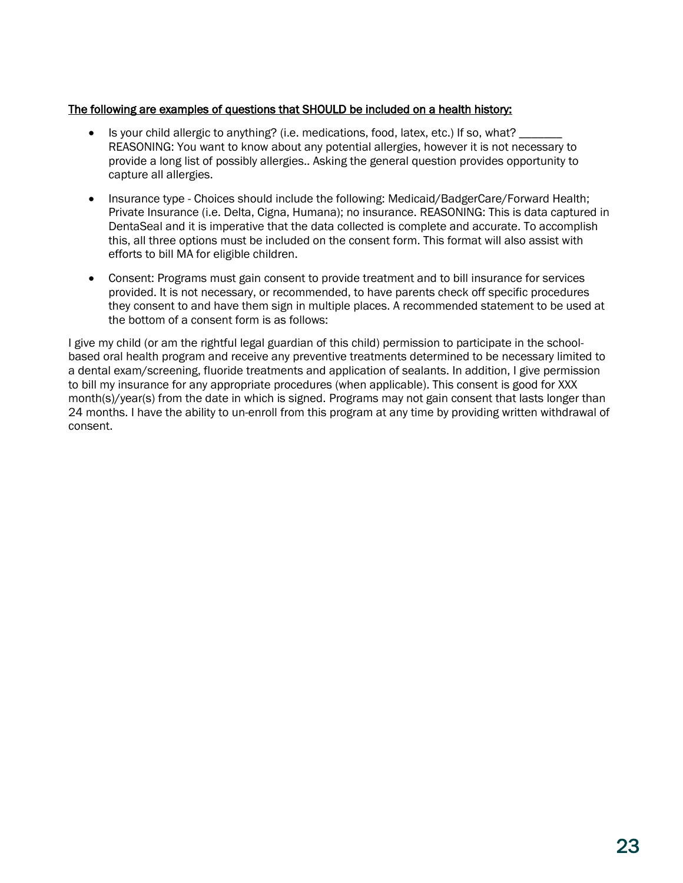<u>The following are examples of questions that SHOULD be included on a health history:</u>

- Is your child allergic to anything? (i.e. medications, food, latex, etc.) If so, what? _______ REASONING: You want to know about any potential allergies, however it is not necessary to provide a long list of possibly allergies.. Asking the general question provides opportunity to capture all allergies.

- Insurance type - Choices should include the following: Medicaid/BadgerCare/Forward Health; Private Insurance (i.e. Delta, Cigna, Humana); no insurance. REASONING: This is data captured in DentaSeal and it is imperative that the data collected is complete and accurate. To accomplish this, all three options must be included on the consent form. This format will also assist with efforts to bill MA for eligible children.

- Consent: Programs must gain consent to provide treatment and to bill insurance for services provided. It is not necessary, or recommended, to have parents check off specific procedures they consent to and have them sign in multiple places. A recommended statement to be used at the bottom of a consent form is as follows:

I give my child (or am the rightful legal guardian of this child) permission to participate in the school-based oral health program and receive any preventive treatments determined to be necessary limited to a dental exam/screening, fluoride treatments and application of sealants. In addition, I give permission to bill my insurance for any appropriate procedures (when applicable). This consent is good for XXX month(s)/year(s) from the date in which is signed. Programs may not gain consent that lasts longer than 24 months. I have the ability to un-enroll from this program at any time by providing written withdrawal of consent.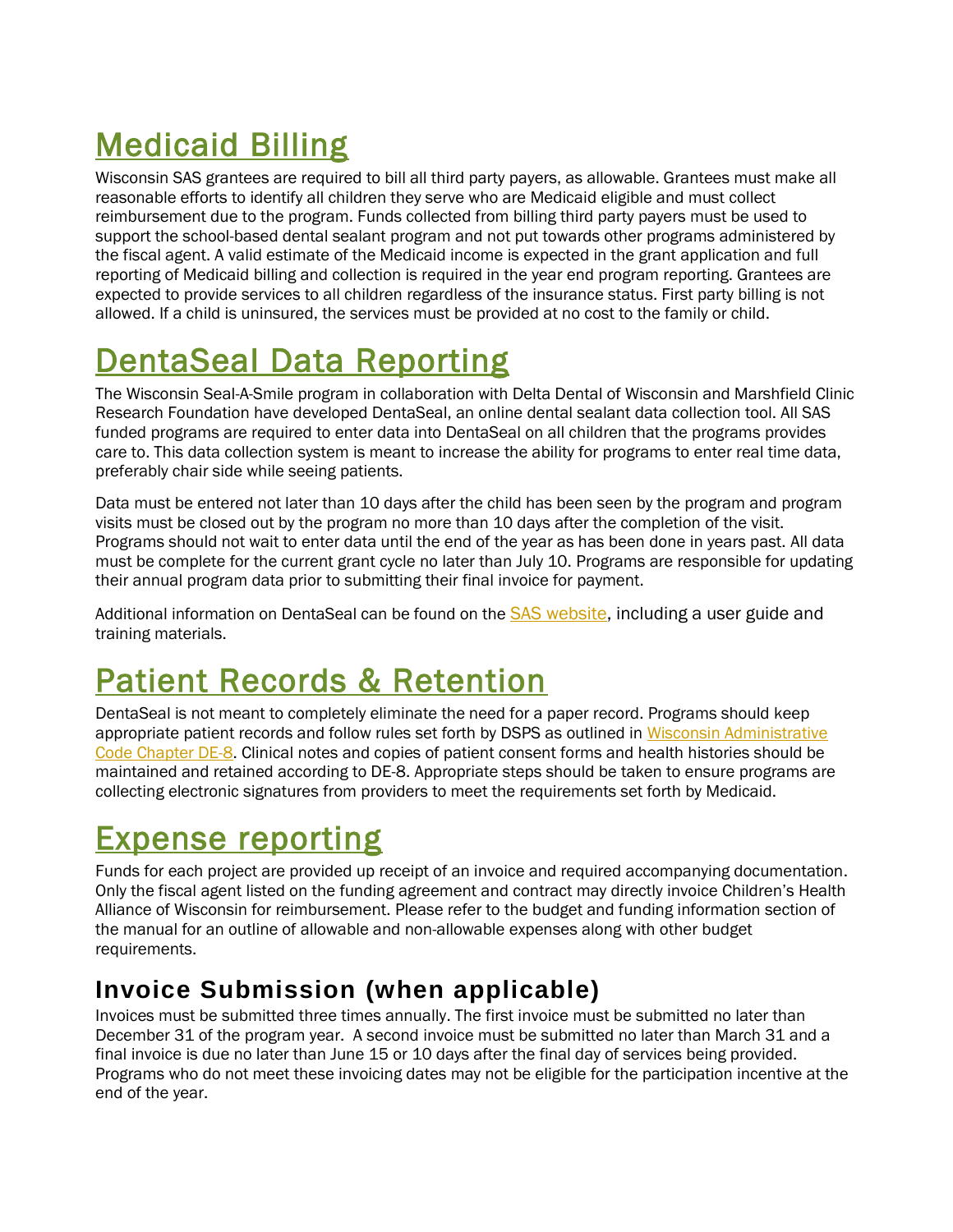# Medicaid Billing

Wisconsin SAS grantees are required to bill all third party payers, as allowable. Grantees must make all reasonable efforts to identify all children they serve who are Medicaid eligible and must collect reimbursement due to the program. Funds collected from billing third party payers must be used to support the school-based dental sealant program and not put towards other programs administered by the fiscal agent. A valid estimate of the Medicaid income is expected in the grant application and full reporting of Medicaid billing and collection is required in the year end program reporting. Grantees are expected to provide services to all children regardless of the insurance status. First party billing is not allowed. If a child is uninsured, the services must be provided at no cost to the family or child.

# DentaSeal Data Reporting

The Wisconsin Seal-A-Smile program in collaboration with Delta Dental of Wisconsin and Marshfield Clinic Research Foundation have developed DentaSeal, an online dental sealant data collection tool. All SAS funded programs are required to enter data into DentaSeal on all children that the programs provides care to. This data collection system is meant to increase the ability for programs to enter real time data, preferably chair side while seeing patients.

Data must be entered not later than 10 days after the child has been seen by the program and program visits must be closed out by the program no more than 10 days after the completion of the visit. Programs should not wait to enter data until the end of the year as has been done in years past. All data must be complete for the current grant cycle no later than July 10. Programs are responsible for updating their annual program data prior to submitting their final invoice for payment.

Additional information on DentaSeal can be found on the SAS website, including a user guide and training materials.

# Patient Records & Retention

DentaSeal is not meant to completely eliminate the need for a paper record. Programs should keep appropriate patient records and follow rules set forth by DSPS as outlined in Wisconsin Administrative Code Chapter DE-8. Clinical notes and copies of patient consent forms and health histories should be maintained and retained according to DE-8. Appropriate steps should be taken to ensure programs are collecting electronic signatures from providers to meet the requirements set forth by Medicaid.

# Expense reporting

Funds for each project are provided up receipt of an invoice and required accompanying documentation. Only the fiscal agent listed on the funding agreement and contract may directly invoice Children's Health Alliance of Wisconsin for reimbursement. Please refer to the budget and funding information section of the manual for an outline of allowable and non-allowable expenses along with other budget requirements.

## Invoice Submission (when applicable)

Invoices must be submitted three times annually. The first invoice must be submitted no later than December 31 of the program year. A second invoice must be submitted no later than March 31 and a final invoice is due no later than June 15 or 10 days after the final day of services being provided. Programs who do not meet these invoicing dates may not be eligible for the participation incentive at the end of the year.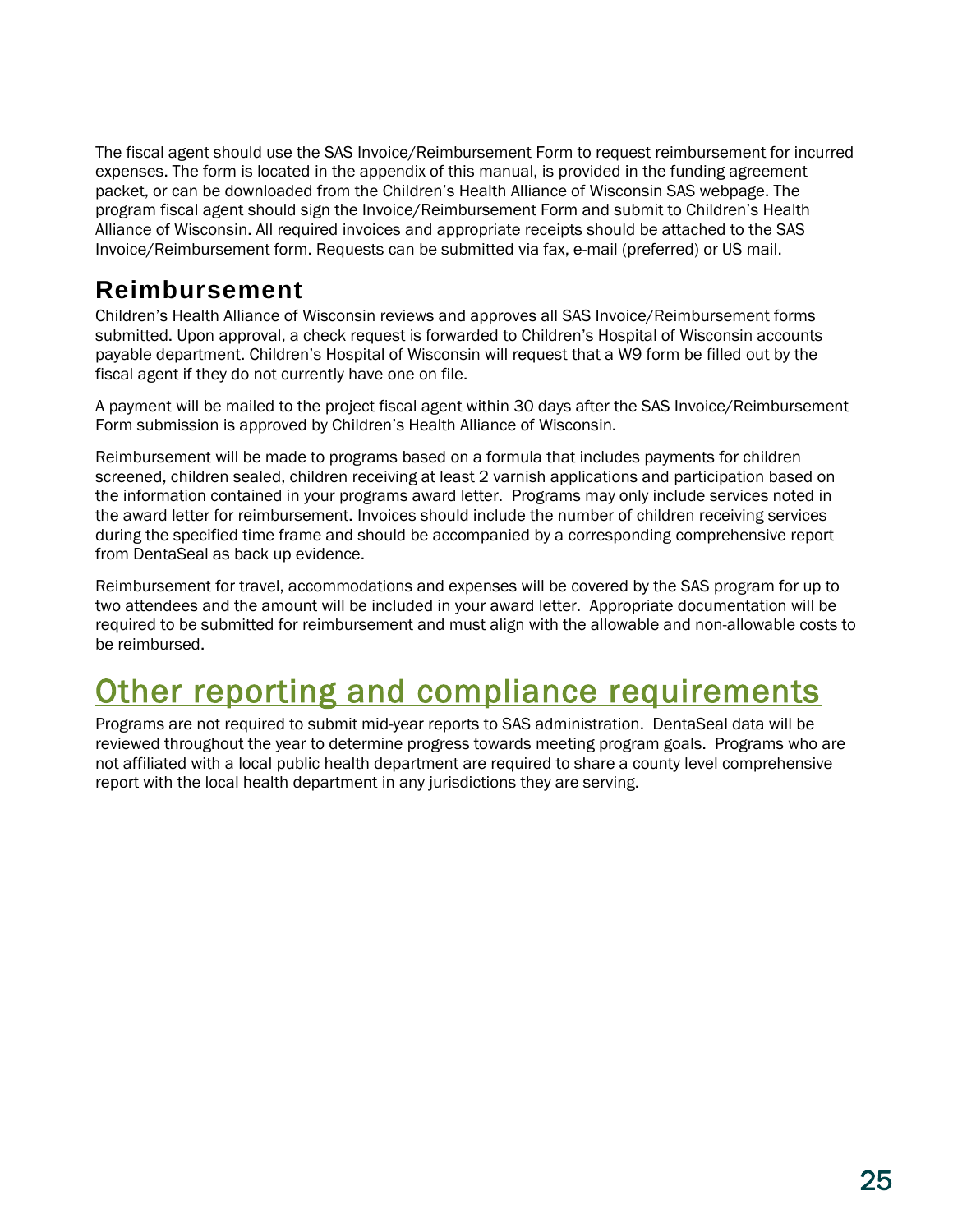The fiscal agent should use the SAS Invoice/Reimbursement Form to request reimbursement for incurred expenses. The form is located in the appendix of this manual, is provided in the funding agreement packet, or can be downloaded from the Children's Health Alliance of Wisconsin SAS webpage. The program fiscal agent should sign the Invoice/Reimbursement Form and submit to Children's Health Alliance of Wisconsin. All required invoices and appropriate receipts should be attached to the SAS Invoice/Reimbursement form. Requests can be submitted via fax, e-mail (preferred) or US mail.

## Reimbursement

Children's Health Alliance of Wisconsin reviews and approves all SAS Invoice/Reimbursement forms submitted. Upon approval, a check request is forwarded to Children's Hospital of Wisconsin accounts payable department. Children's Hospital of Wisconsin will request that a W9 form be filled out by the fiscal agent if they do not currently have one on file.

A payment will be mailed to the project fiscal agent within 30 days after the SAS Invoice/Reimbursement Form submission is approved by Children's Health Alliance of Wisconsin.

Reimbursement will be made to programs based on a formula that includes payments for children screened, children sealed, children receiving at least 2 varnish applications and participation based on the information contained in your programs award letter. Programs may only include services noted in the award letter for reimbursement. Invoices should include the number of children receiving services during the specified time frame and should be accompanied by a corresponding comprehensive report from DentaSeal as back up evidence.

Reimbursement for travel, accommodations and expenses will be covered by the SAS program for up to two attendees and the amount will be included in your award letter. Appropriate documentation will be required to be submitted for reimbursement and must align with the allowable and non-allowable costs to be reimbursed.

# Other reporting and compliance requirements

Programs are not required to submit mid-year reports to SAS administration. DentaSeal data will be reviewed throughout the year to determine progress towards meeting program goals. Programs who are not affiliated with a local public health department are required to share a county level comprehensive report with the local health department in any jurisdictions they are serving.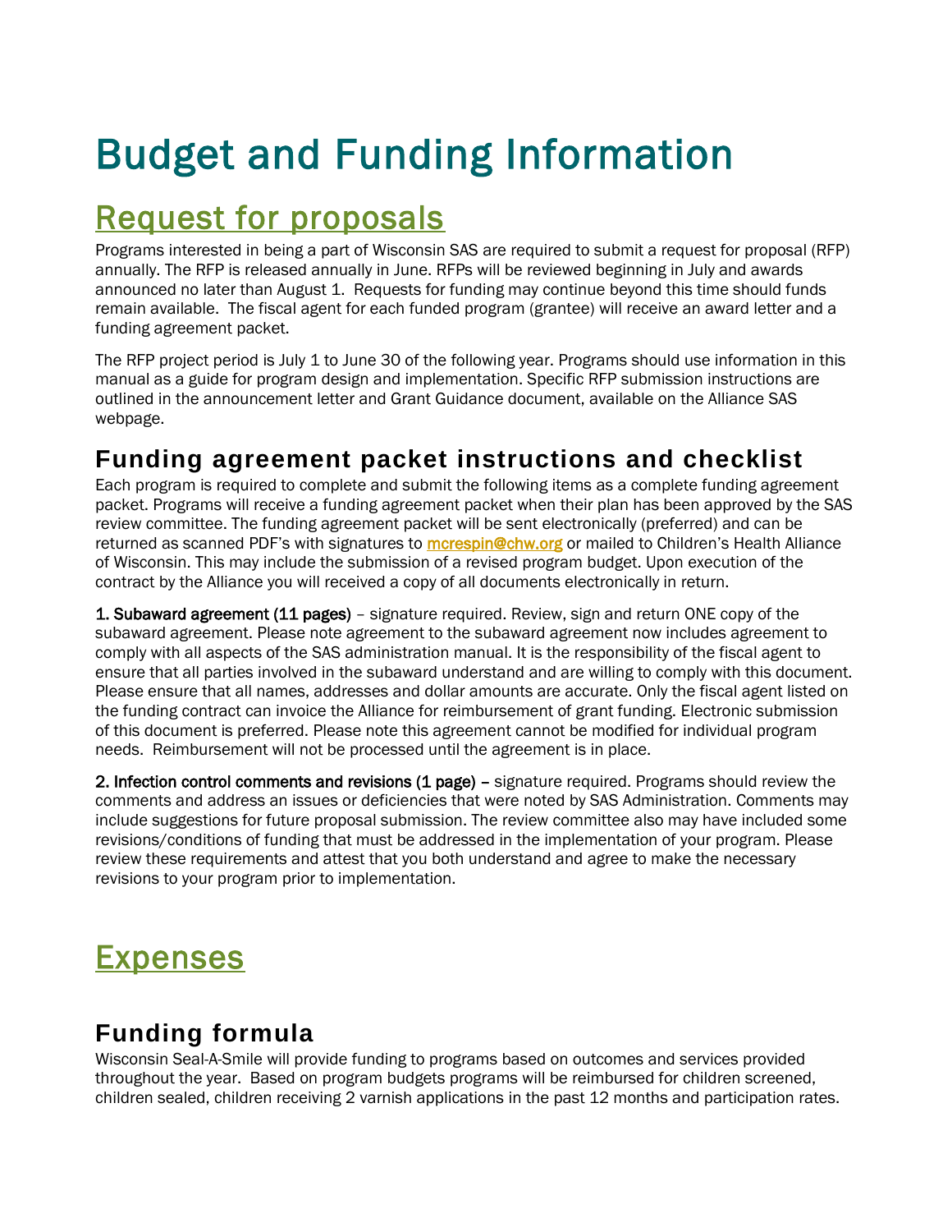# Budget and Funding Information

## Request for proposals

Programs interested in being a part of Wisconsin SAS are required to submit a request for proposal (RFP) annually. The RFP is released annually in June. RFPs will be reviewed beginning in July and awards announced no later than August 1.  Requests for funding may continue beyond this time should funds remain available.  The fiscal agent for each funded program (grantee) will receive an award letter and a funding agreement packet.

The RFP project period is July 1 to June 30 of the following year. Programs should use information in this manual as a guide for program design and implementation. Specific RFP submission instructions are outlined in the announcement letter and Grant Guidance document, available on the Alliance SAS webpage.

### Funding agreement packet instructions and checklist

Each program is required to complete and submit the following items as a complete funding agreement packet. Programs will receive a funding agreement packet when their plan has been approved by the SAS review committee. The funding agreement packet will be sent electronically (preferred) and can be returned as scanned PDF's with signatures to mcrespin@chw.org or mailed to Children's Health Alliance of Wisconsin. This may include the submission of a revised program budget. Upon execution of the contract by the Alliance you will received a copy of all documents electronically in return.

**1. Subaward agreement (11 pages)** – signature required. Review, sign and return ONE copy of the subaward agreement. Please note agreement to the subaward agreement now includes agreement to comply with all aspects of the SAS administration manual. It is the responsibility of the fiscal agent to ensure that all parties involved in the subaward understand and are willing to comply with this document. Please ensure that all names, addresses and dollar amounts are accurate. Only the fiscal agent listed on the funding contract can invoice the Alliance for reimbursement of grant funding. Electronic submission of this document is preferred. Please note this agreement cannot be modified for individual program needs.  Reimbursement will not be processed until the agreement is in place.

**2. Infection control comments and revisions (1 page)** – signature required. Programs should review the comments and address an issues or deficiencies that were noted by SAS Administration. Comments may include suggestions for future proposal submission. The review committee also may have included some revisions/conditions of funding that must be addressed in the implementation of your program. Please review these requirements and attest that you both understand and agree to make the necessary revisions to your program prior to implementation.

## Expenses

### Funding formula

Wisconsin Seal-A-Smile will provide funding to programs based on outcomes and services provided throughout the year.  Based on program budgets programs will be reimbursed for children screened, children sealed, children receiving 2 varnish applications in the past 12 months and participation rates.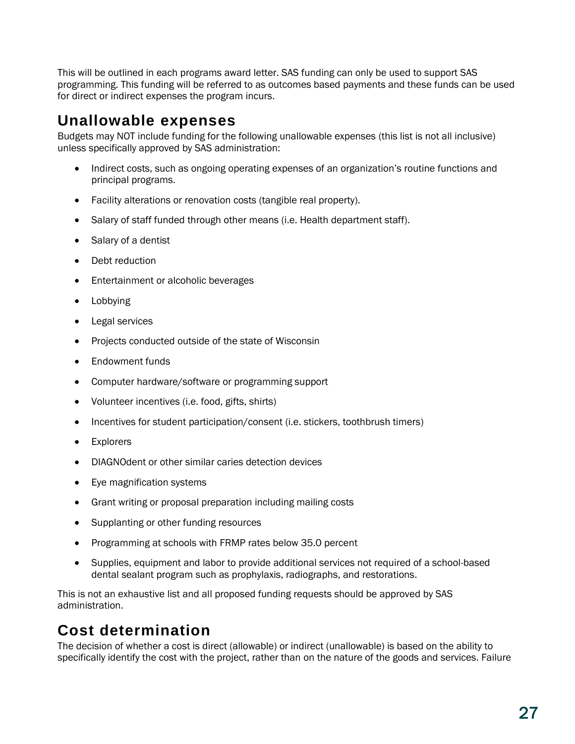This will be outlined in each programs award letter. SAS funding can only be used to support SAS programming. This funding will be referred to as outcomes based payments and these funds can be used for direct or indirect expenses the program incurs.

## Unallowable expenses

Budgets may NOT include funding for the following unallowable expenses (this list is not all inclusive) unless specifically approved by SAS administration:

- Indirect costs, such as ongoing operating expenses of an organization's routine functions and principal programs.
- Facility alterations or renovation costs (tangible real property).
- Salary of staff funded through other means (i.e. Health department staff).
- Salary of a dentist
- Debt reduction
- Entertainment or alcoholic beverages
- Lobbying
- Legal services
- Projects conducted outside of the state of Wisconsin
- Endowment funds
- Computer hardware/software or programming support
- Volunteer incentives (i.e. food, gifts, shirts)
- Incentives for student participation/consent (i.e. stickers, toothbrush timers)
- Explorers
- DIAGNOdent or other similar caries detection devices
- Eye magnification systems
- Grant writing or proposal preparation including mailing costs
- Supplanting or other funding resources
- Programming at schools with FRMP rates below 35.0 percent
- Supplies, equipment and labor to provide additional services not required of a school-based dental sealant program such as prophylaxis, radiographs, and restorations.

This is not an exhaustive list and all proposed funding requests should be approved by SAS administration.

## Cost determination

The decision of whether a cost is direct (allowable) or indirect (unallowable) is based on the ability to specifically identify the cost with the project, rather than on the nature of the goods and services. Failure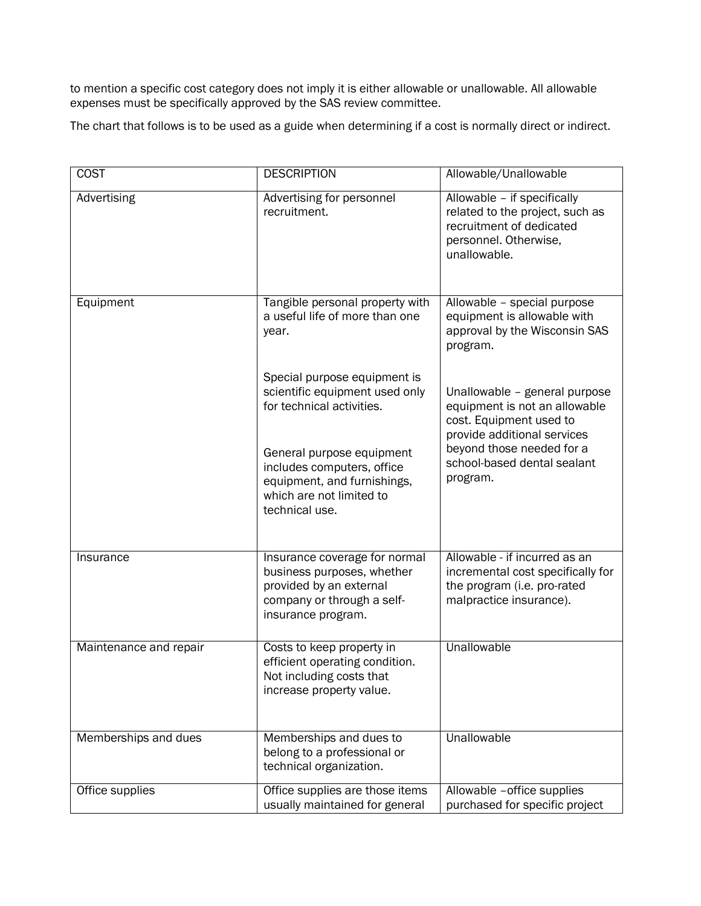to mention a specific cost category does not imply it is either allowable or unallowable. All allowable expenses must be specifically approved by the SAS review committee.

The chart that follows is to be used as a guide when determining if a cost is normally direct or indirect.

| COST | DESCRIPTION | Allowable/Unallowable |
| --- | --- | --- |
| Advertising | Advertising for personnel recruitment. | Allowable – if specifically related to the project, such as recruitment of dedicated personnel. Otherwise, unallowable. |
| Equipment | Tangible personal property with a useful life of more than one year.<br><br>Special purpose equipment is scientific equipment used only for technical activities.<br><br>General purpose equipment includes computers, office equipment, and furnishings, which are not limited to technical use. | Allowable – special purpose equipment is allowable with approval by the Wisconsin SAS program.<br><br>Unallowable – general purpose equipment is not an allowable cost. Equipment used to provide additional services beyond those needed for a school-based dental sealant program. |
| Insurance | Insurance coverage for normal business purposes, whether provided by an external company or through a self-insurance program. | Allowable - if incurred as an incremental cost specifically for the program (i.e. pro-rated malpractice insurance). |
| Maintenance and repair | Costs to keep property in efficient operating condition. Not including costs that increase property value. | Unallowable |
| Memberships and dues | Memberships and dues to belong to a professional or technical organization. | Unallowable |
| Office supplies | Office supplies are those items usually maintained for general | Allowable –office supplies purchased for specific project |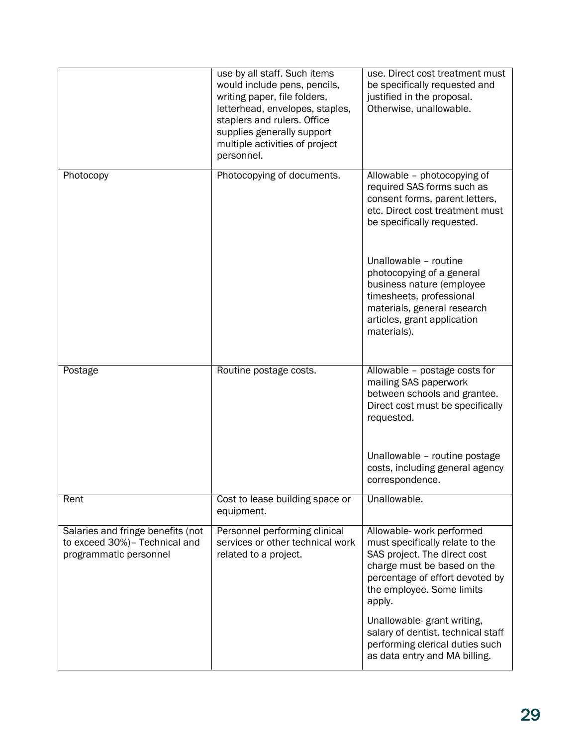| | | |
|---|---|---|
| | use by all staff. Such items would include pens, pencils, writing paper, file folders, letterhead, envelopes, staples, staplers and rulers. Office supplies generally support multiple activities of project personnel. | use. Direct cost treatment must be specifically requested and justified in the proposal. Otherwise, unallowable. |
| Photocopy | Photocopying of documents. | Allowable – photocopying of required SAS forms such as consent forms, parent letters, etc. Direct cost treatment must be specifically requested.<br><br>Unallowable – routine photocopying of a general business nature (employee timesheets, professional materials, general research articles, grant application materials). |
| Postage | Routine postage costs. | Allowable – postage costs for mailing SAS paperwork between schools and grantee. Direct cost must be specifically requested.<br><br>Unallowable – routine postage costs, including general agency correspondence. |
| Rent | Cost to lease building space or equipment. | Unallowable. |
| Salaries and fringe benefits (not to exceed 30%)– Technical and programmatic personnel | Personnel performing clinical services or other technical work related to a project. | Allowable- work performed must specifically relate to the SAS project. The direct cost charge must be based on the percentage of effort devoted by the employee. Some limits apply.<br><br>Unallowable- grant writing, salary of dentist, technical staff performing clerical duties such as data entry and MA billing. |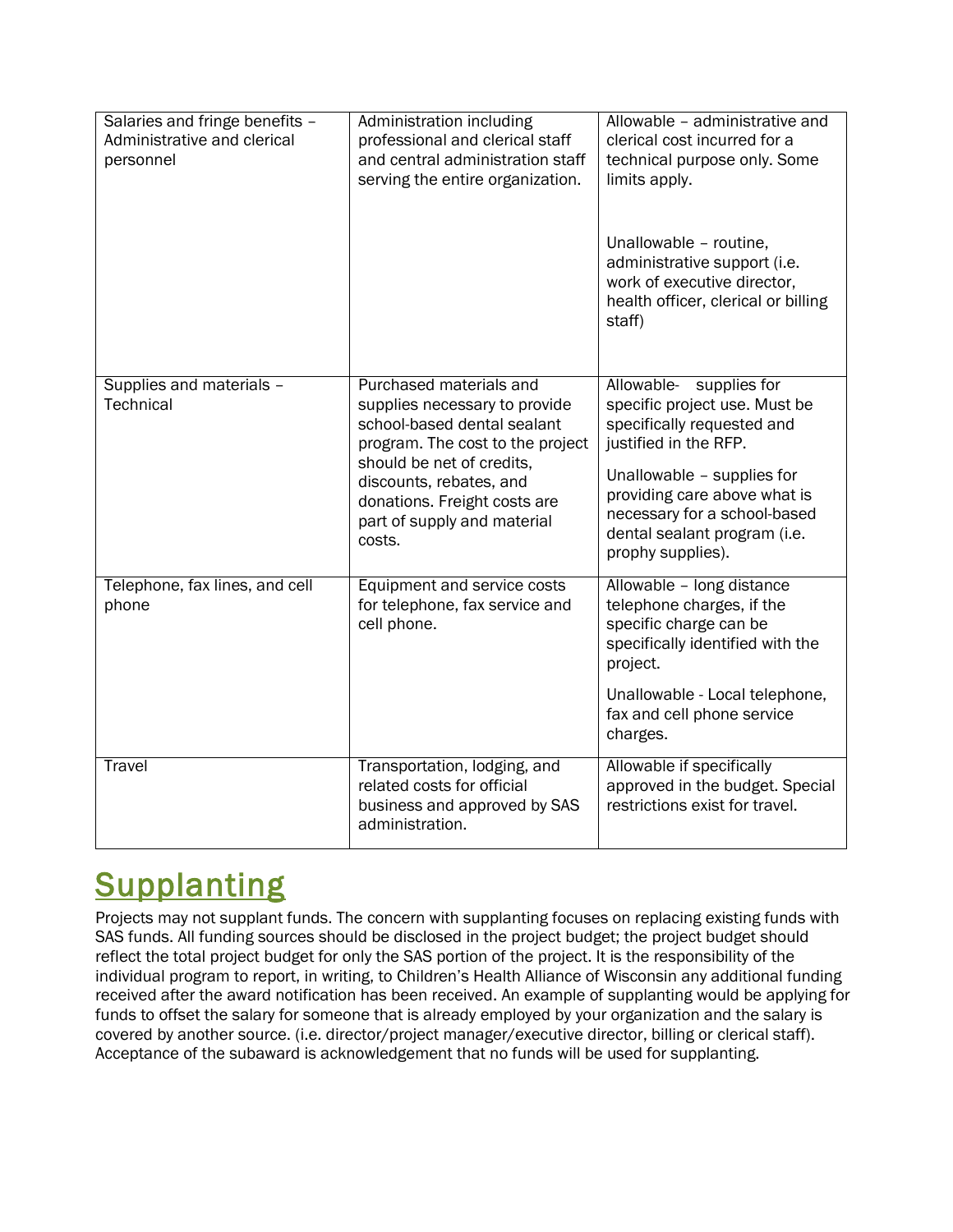| | | |
|---|---|---|
| Salaries and fringe benefits – Administrative and clerical personnel | Administration including professional and clerical staff and central administration staff serving the entire organization. | Allowable – administrative and clerical cost incurred for a technical purpose only. Some limits apply.<br><br>Unallowable – routine, administrative support (i.e. work of executive director, health officer, clerical or billing staff) |
| Supplies and materials – Technical | Purchased materials and supplies necessary to provide school-based dental sealant program. The cost to the project should be net of credits, discounts, rebates, and donations. Freight costs are part of supply and material costs. | Allowable- supplies for specific project use. Must be specifically requested and justified in the RFP.<br><br>Unallowable – supplies for providing care above what is necessary for a school-based dental sealant program (i.e. prophy supplies). |
| Telephone, fax lines, and cell phone | Equipment and service costs for telephone, fax service and cell phone. | Allowable – long distance telephone charges, if the specific charge can be specifically identified with the project.<br><br>Unallowable - Local telephone, fax and cell phone service charges. |
| Travel | Transportation, lodging, and related costs for official business and approved by SAS administration. | Allowable if specifically approved in the budget. Special restrictions exist for travel. |

# Supplanting

Projects may not supplant funds. The concern with supplanting focuses on replacing existing funds with SAS funds. All funding sources should be disclosed in the project budget; the project budget should reflect the total project budget for only the SAS portion of the project. It is the responsibility of the individual program to report, in writing, to Children's Health Alliance of Wisconsin any additional funding received after the award notification has been received. An example of supplanting would be applying for funds to offset the salary for someone that is already employed by your organization and the salary is covered by another source. (i.e. director/project manager/executive director, billing or clerical staff). Acceptance of the subaward is acknowledgement that no funds will be used for supplanting.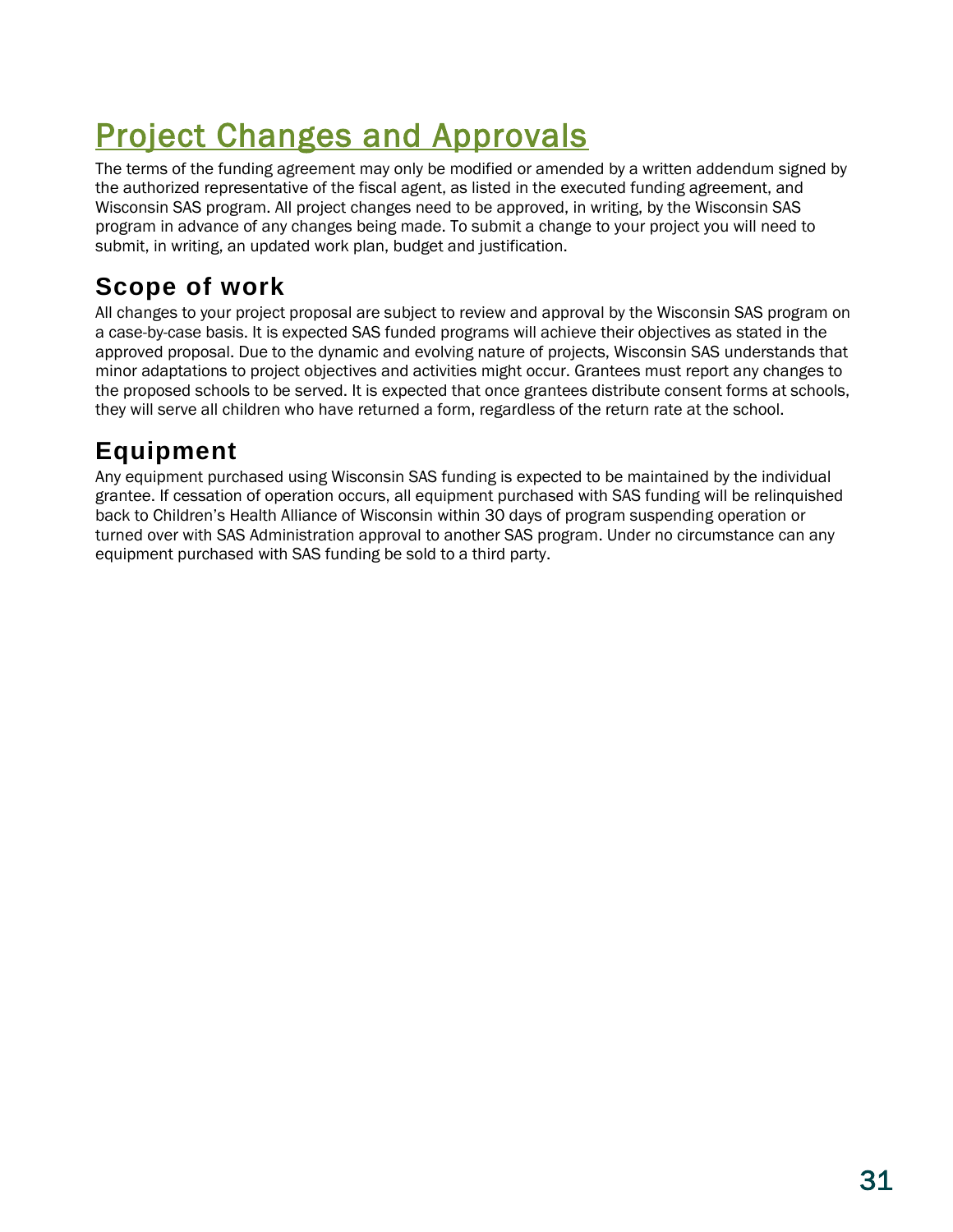# Project Changes and Approvals

The terms of the funding agreement may only be modified or amended by a written addendum signed by the authorized representative of the fiscal agent, as listed in the executed funding agreement, and Wisconsin SAS program. All project changes need to be approved, in writing, by the Wisconsin SAS program in advance of any changes being made. To submit a change to your project you will need to submit, in writing, an updated work plan, budget and justification.

## Scope of work

All changes to your project proposal are subject to review and approval by the Wisconsin SAS program on a case-by-case basis. It is expected SAS funded programs will achieve their objectives as stated in the approved proposal. Due to the dynamic and evolving nature of projects, Wisconsin SAS understands that minor adaptations to project objectives and activities might occur. Grantees must report any changes to the proposed schools to be served. It is expected that once grantees distribute consent forms at schools, they will serve all children who have returned a form, regardless of the return rate at the school.

## Equipment

Any equipment purchased using Wisconsin SAS funding is expected to be maintained by the individual grantee. If cessation of operation occurs, all equipment purchased with SAS funding will be relinquished back to Children's Health Alliance of Wisconsin within 30 days of program suspending operation or turned over with SAS Administration approval to another SAS program. Under no circumstance can any equipment purchased with SAS funding be sold to a third party.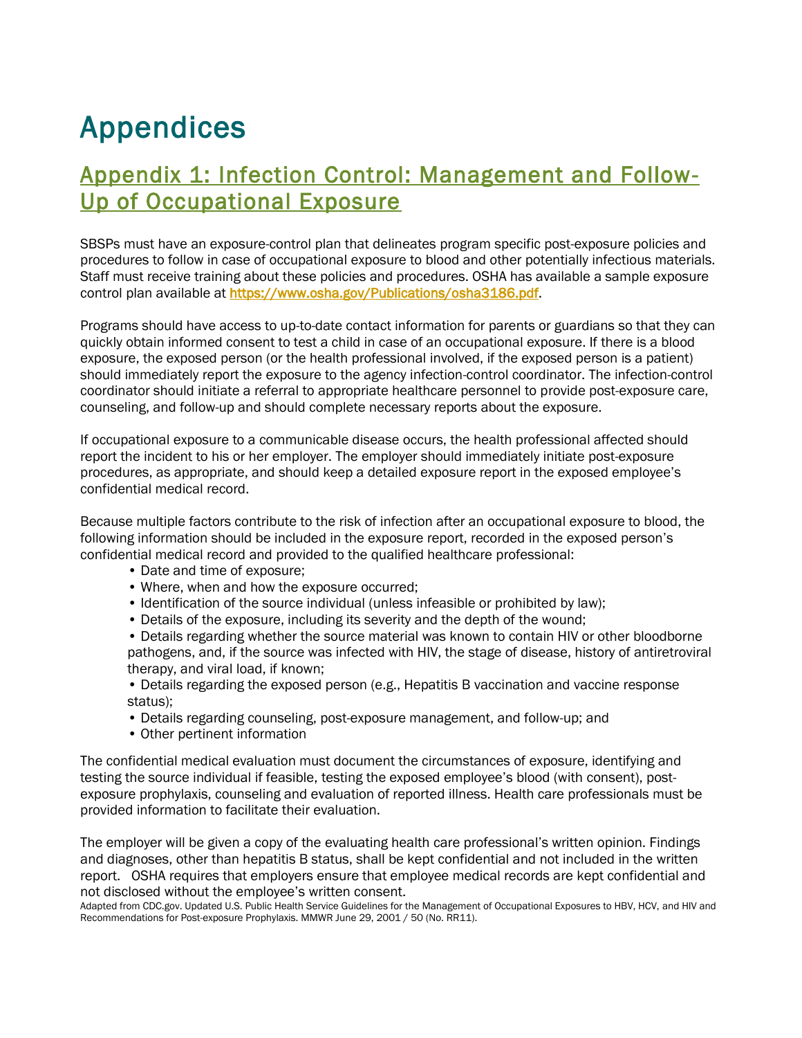# Appendices

## Appendix 1: Infection Control: Management and Follow-Up of Occupational Exposure

SBSPs must have an exposure-control plan that delineates program specific post-exposure policies and procedures to follow in case of occupational exposure to blood and other potentially infectious materials. Staff must receive training about these policies and procedures. OSHA has available a sample exposure control plan available at [https://www.osha.gov/Publications/osha3186.pdf](https://www.osha.gov/Publications/osha3186.pdf).

Programs should have access to up-to-date contact information for parents or guardians so that they can quickly obtain informed consent to test a child in case of an occupational exposure. If there is a blood exposure, the exposed person (or the health professional involved, if the exposed person is a patient) should immediately report the exposure to the agency infection-control coordinator. The infection-control coordinator should initiate a referral to appropriate healthcare personnel to provide post-exposure care, counseling, and follow-up and should complete necessary reports about the exposure.

If occupational exposure to a communicable disease occurs, the health professional affected should report the incident to his or her employer. The employer should immediately initiate post-exposure procedures, as appropriate, and should keep a detailed exposure report in the exposed employee's confidential medical record.

Because multiple factors contribute to the risk of infection after an occupational exposure to blood, the following information should be included in the exposure report, recorded in the exposed person's confidential medical record and provided to the qualified healthcare professional:

- Date and time of exposure;
- Where, when and how the exposure occurred;
- Identification of the source individual (unless infeasible or prohibited by law);
- Details of the exposure, including its severity and the depth of the wound;
- Details regarding whether the source material was known to contain HIV or other bloodborne pathogens, and, if the source was infected with HIV, the stage of disease, history of antiretroviral therapy, and viral load, if known;
- Details regarding the exposed person (e.g., Hepatitis B vaccination and vaccine response status);
- Details regarding counseling, post-exposure management, and follow-up; and
- Other pertinent information

The confidential medical evaluation must document the circumstances of exposure, identifying and testing the source individual if feasible, testing the exposed employee's blood (with consent), post-exposure prophylaxis, counseling and evaluation of reported illness. Health care professionals must be provided information to facilitate their evaluation.

The employer will be given a copy of the evaluating health care professional's written opinion. Findings and diagnoses, other than hepatitis B status, shall be kept confidential and not included in the written report. OSHA requires that employers ensure that employee medical records are kept confidential and not disclosed without the employee's written consent.

Adapted from CDC.gov. Updated U.S. Public Health Service Guidelines for the Management of Occupational Exposures to HBV, HCV, and HIV and Recommendations for Post-exposure Prophylaxis. MMWR June 29, 2001 / 50 (No. RR11).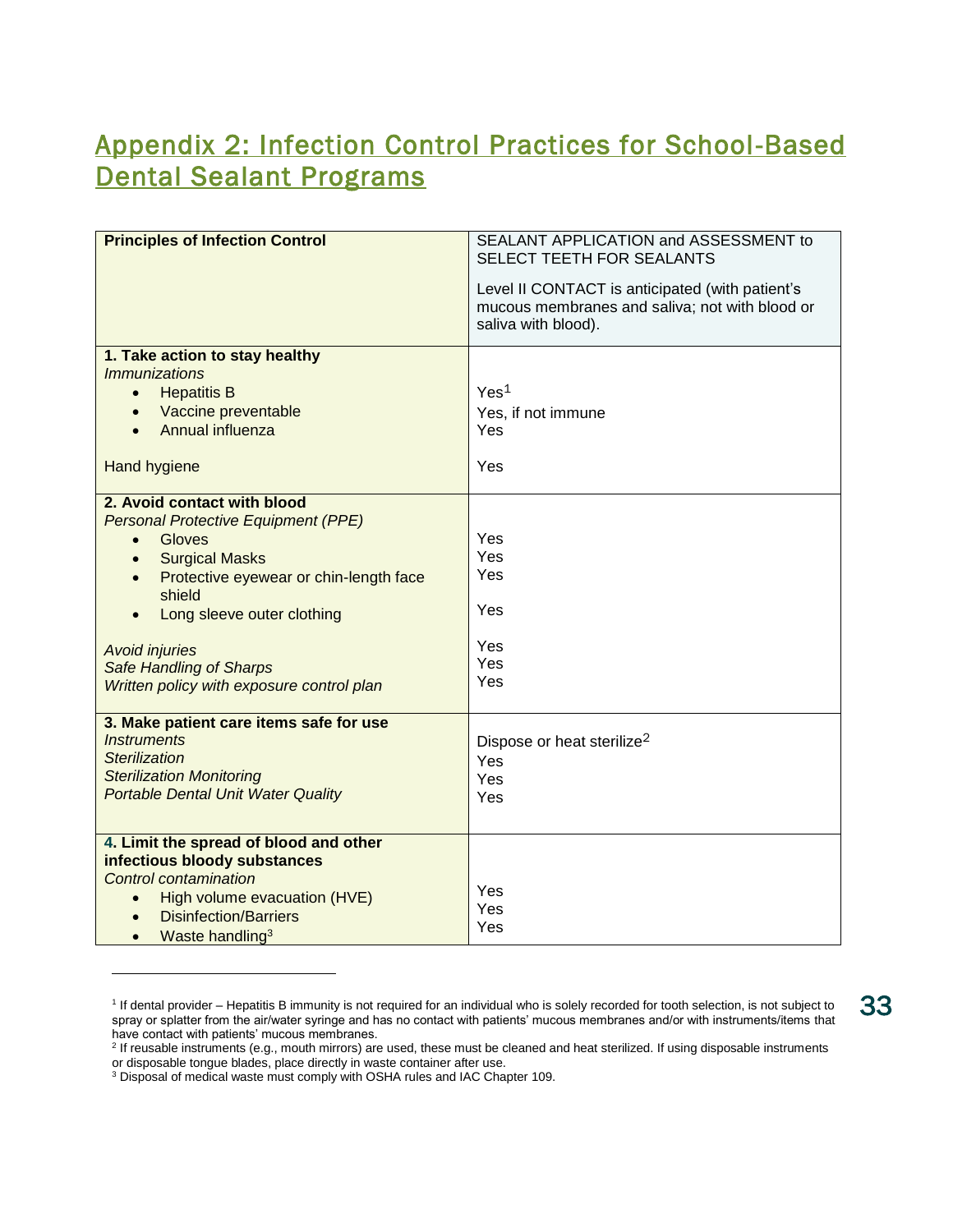## Appendix 2: Infection Control Practices for School-Based Dental Sealant Programs

| Principles of Infection Control | SEALANT APPLICATION and ASSESSMENT to SELECT TEETH FOR SEALANTS<br><br>Level II CONTACT is anticipated (with patient's mucous membranes and saliva; not with blood or saliva with blood). |
|---|---|
| **1. Take action to stay healthy**<br>*Immunizations*<br>• Hepatitis B<br>• Vaccine preventable<br>• Annual influenza<br><br>Hand hygiene | <br><br>Yes[1]<br>Yes, if not immune<br>Yes<br><br>Yes |
| **2. Avoid contact with blood**<br>*Personal Protective Equipment (PPE)*<br>• Gloves<br>• Surgical Masks<br>• Protective eyewear or chin-length face shield<br>• Long sleeve outer clothing<br><br>*Avoid injuries*<br>*Safe Handling of Sharps*<br>*Written policy with exposure control plan* | <br><br>Yes<br>Yes<br>Yes<br>Yes<br><br>Yes<br>Yes<br>Yes |
| **3. Make patient care items safe for use**<br>*Instruments*<br>*Sterilization*<br>*Sterilization Monitoring*<br>*Portable Dental Unit Water Quality* | <br>Dispose or heat sterilize[2]<br>Yes<br>Yes<br>Yes |
| **4. Limit the spread of blood and other infectious bloody substances**<br>*Control contamination*<br>• High volume evacuation (HVE)<br>• Disinfection/Barriers<br>• Waste handling[3] | <br><br><br>Yes<br>Yes<br>Yes |

[1] If dental provider – Hepatitis B immunity is not required for an individual who is solely recorded for tooth selection, is not subject to spray or splatter from the air/water syringe and has no contact with patients' mucous membranes and/or with instruments/items that have contact with patients' mucous membranes.

[2] If reusable instruments (e.g., mouth mirrors) are used, these must be cleaned and heat sterilized. If using disposable instruments or disposable tongue blades, place directly in waste container after use.

[3] Disposal of medical waste must comply with OSHA rules and IAC Chapter 109.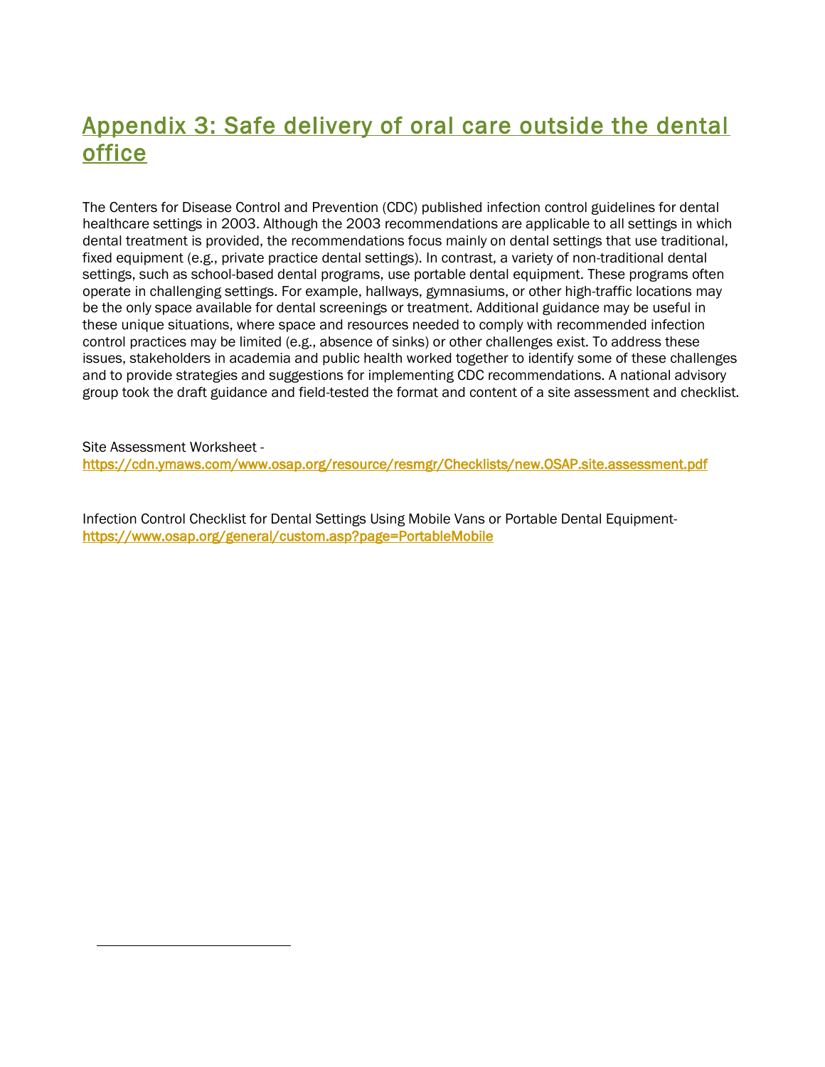# Appendix 3: Safe delivery of oral care outside the dental office

The Centers for Disease Control and Prevention (CDC) published infection control guidelines for dental healthcare settings in 2003. Although the 2003 recommendations are applicable to all settings in which dental treatment is provided, the recommendations focus mainly on dental settings that use traditional, fixed equipment (e.g., private practice dental settings). In contrast, a variety of non-traditional dental settings, such as school-based dental programs, use portable dental equipment. These programs often operate in challenging settings. For example, hallways, gymnasiums, or other high-traffic locations may be the only space available for dental screenings or treatment. Additional guidance may be useful in these unique situations, where space and resources needed to comply with recommended infection control practices may be limited (e.g., absence of sinks) or other challenges exist. To address these issues, stakeholders in academia and public health worked together to identify some of these challenges and to provide strategies and suggestions for implementing CDC recommendations. A national advisory group took the draft guidance and field-tested the format and content of a site assessment and checklist.

Site Assessment Worksheet - https://cdn.ymaws.com/www.osap.org/resource/resmgr/Checklists/new.OSAP.site.assessment.pdf

Infection Control Checklist for Dental Settings Using Mobile Vans or Portable Dental Equipment- https://www.osap.org/general/custom.asp?page=PortableMobile